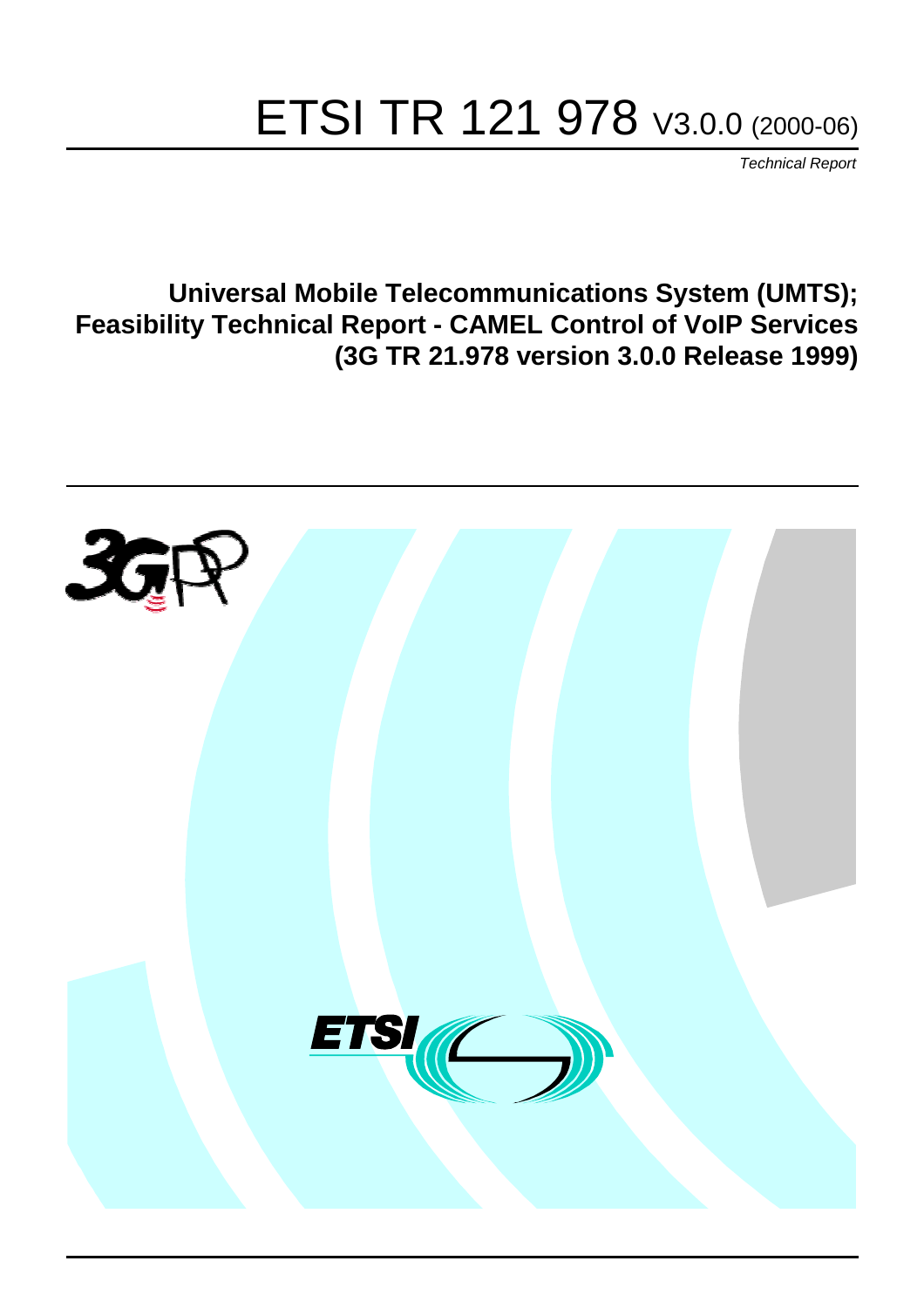# ETSI TR 121 978 V3.0.0 (2000-06)

*Technical Report*

**Universal Mobile Telecommunications System (UMTS); Feasibility Technical Report - CAMEL Control of VoIP Services (3G TR 21.978 version 3.0.0 Release 1999)**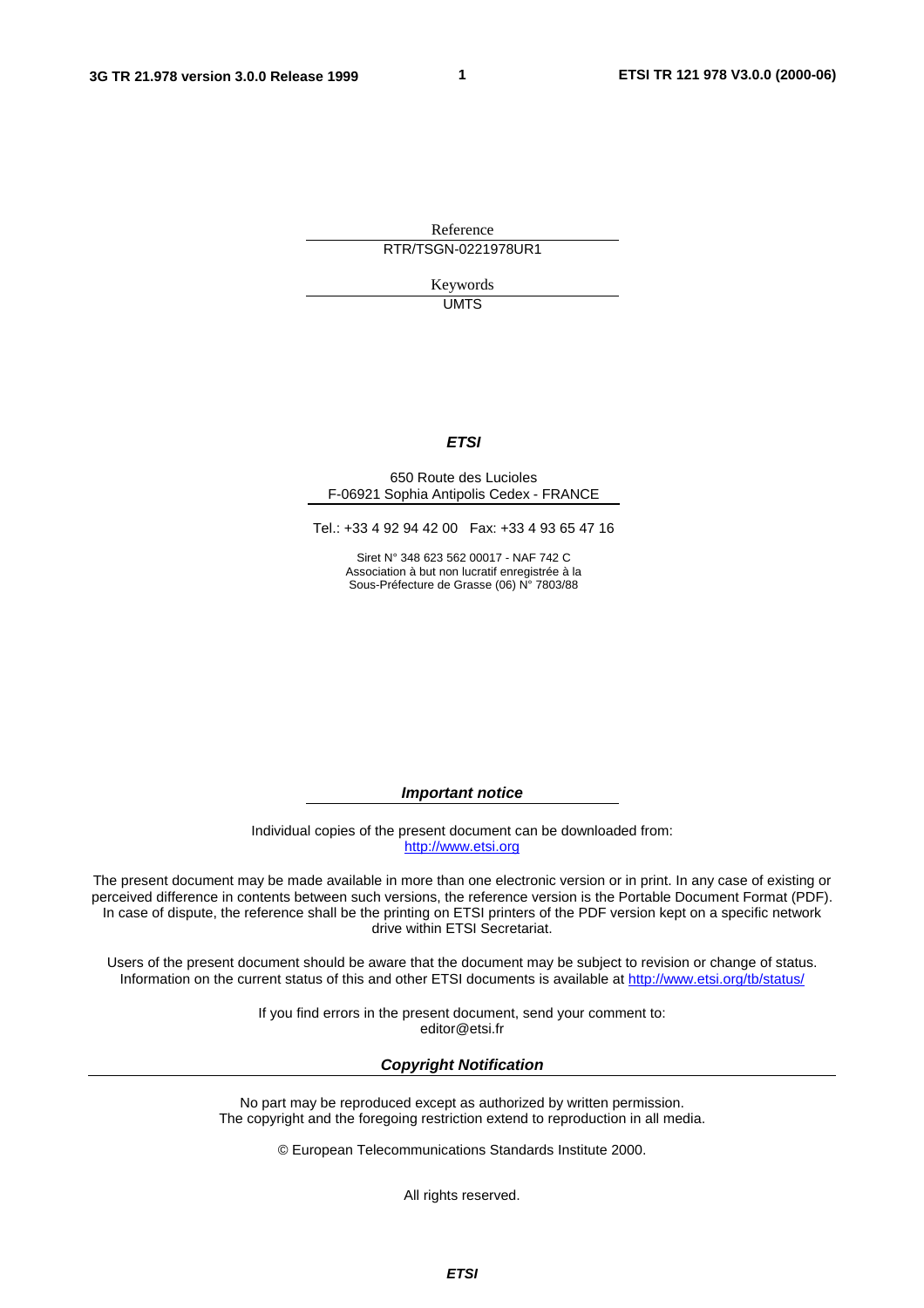Reference

RTR/TSGN-0221978UR1

Keywords

UMTS

***ETSI***

650 Route des Lucioles
F-06921 Sophia Antipolis Cedex - FRANCE

Tel.: +33 4 92 94 42 00 Fax: +33 4 93 65 47 16

Siret N° 348 623 562 00017 - NAF 742 C
Association à but non lucratif enregistrée à la
Sous-Préfecture de Grasse (06) N° 7803/88

***Important notice***

Individual copies of the present document can be downloaded from:
http://www.etsi.org

The present document may be made available in more than one electronic version or in print. In any case of existing or perceived difference in contents between such versions, the reference version is the Portable Document Format (PDF). In case of dispute, the reference shall be the printing on ETSI printers of the PDF version kept on a specific network drive within ETSI Secretariat.

Users of the present document should be aware that the document may be subject to revision or change of status. Information on the current status of this and other ETSI documents is available at http://www.etsi.org/tb/status/

If you find errors in the present document, send your comment to:
editor@etsi.fr

***Copyright Notification***

No part may be reproduced except as authorized by written permission.
The copyright and the foregoing restriction extend to reproduction in all media.

© European Telecommunications Standards Institute 2000.

All rights reserved.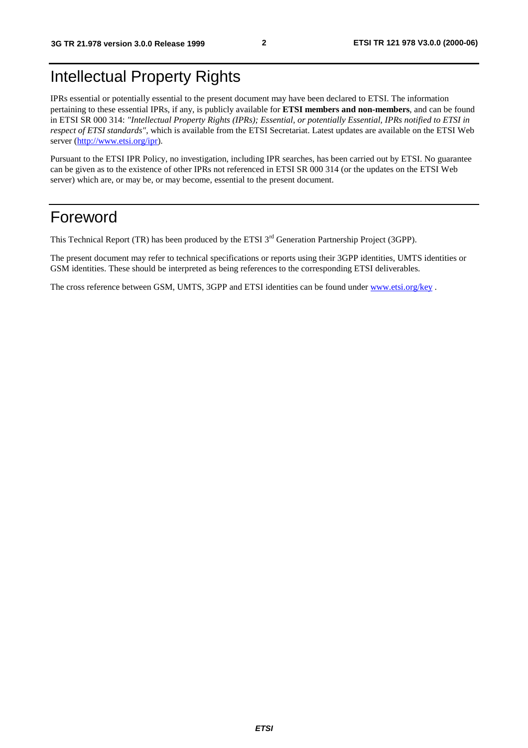# Intellectual Property Rights

IPRs essential or potentially essential to the present document may have been declared to ETSI. The information pertaining to these essential IPRs, if any, is publicly available for **ETSI members and non-members**, and can be found in ETSI SR 000 314: *"Intellectual Property Rights (IPRs); Essential, or potentially Essential, IPRs notified to ETSI in respect of ETSI standards"*, which is available from the ETSI Secretariat. Latest updates are available on the ETSI Web server (http://www.etsi.org/ipr).

Pursuant to the ETSI IPR Policy, no investigation, including IPR searches, has been carried out by ETSI. No guarantee can be given as to the existence of other IPRs not referenced in ETSI SR 000 314 (or the updates on the ETSI Web server) which are, or may be, or may become, essential to the present document.

# Foreword

This Technical Report (TR) has been produced by the ETSI 3rd Generation Partnership Project (3GPP).

The present document may refer to technical specifications or reports using their 3GPP identities, UMTS identities or GSM identities. These should be interpreted as being references to the corresponding ETSI deliverables.

The cross reference between GSM, UMTS, 3GPP and ETSI identities can be found under www.etsi.org/key .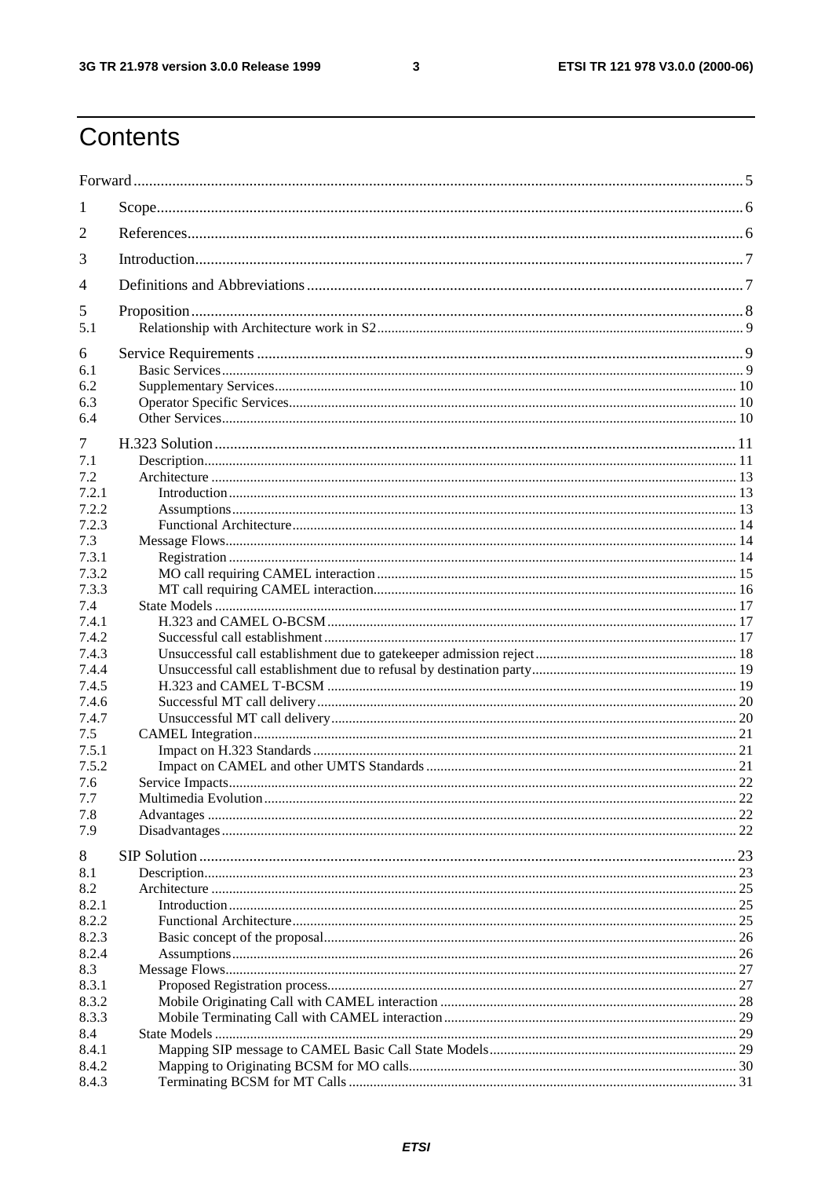# Contents

Forward....5

1 Scope....6

2 References....6

3 Introduction....7

4 Definitions and Abbreviations....7

5 Proposition....8
- 5.1 Relationship with Architecture work in S2....9

6 Service Requirements....9
- 6.1 Basic Services....9
- 6.2 Supplementary Services....10
- 6.3 Operator Specific Services....10
- 6.4 Other Services....10

7 H.323 Solution....11
- 7.1 Description....11
- 7.2 Architecture....13
  - 7.2.1 Introduction....13
  - 7.2.2 Assumptions....13
  - 7.2.3 Functional Architecture....14
- 7.3 Message Flows....14
  - 7.3.1 Registration....14
  - 7.3.2 MO call requiring CAMEL interaction....15
  - 7.3.3 MT call requiring CAMEL interaction....16
- 7.4 State Models....17
  - 7.4.1 H.323 and CAMEL O-BCSM....17
  - 7.4.2 Successful call establishment....17
  - 7.4.3 Unsuccessful call establishment due to gatekeeper admission reject....18
  - 7.4.4 Unsuccessful call establishment due to refusal by destination party....19
  - 7.4.5 H.323 and CAMEL T-BCSM....19
  - 7.4.6 Successful MT call delivery....20
  - 7.4.7 Unsuccessful MT call delivery....20
- 7.5 CAMEL Integration....21
  - 7.5.1 Impact on H.323 Standards....21
  - 7.5.2 Impact on CAMEL and other UMTS Standards....21
- 7.6 Service Impacts....22
- 7.7 Multimedia Evolution....22
- 7.8 Advantages....22
- 7.9 Disadvantages....22

8 SIP Solution....23
- 8.1 Description....23
- 8.2 Architecture....25
  - 8.2.1 Introduction....25
  - 8.2.2 Functional Architecture....25
  - 8.2.3 Basic concept of the proposal....26
  - 8.2.4 Assumptions....26
- 8.3 Message Flows....27
  - 8.3.1 Proposed Registration process....27
  - 8.3.2 Mobile Originating Call with CAMEL interaction....28
  - 8.3.3 Mobile Terminating Call with CAMEL interaction....29
- 8.4 State Models....29
  - 8.4.1 Mapping SIP message to CAMEL Basic Call State Models....29
  - 8.4.2 Mapping to Originating BCSM for MO calls....30
  - 8.4.3 Terminating BCSM for MT Calls....31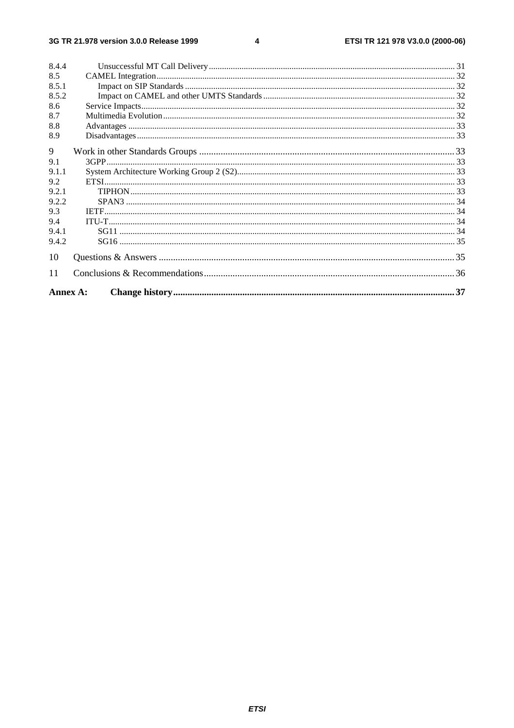8.4.4 Unsuccessful MT Call Delivery ... 31
8.5 CAMEL Integration ... 32
8.5.1 Impact on SIP Standards ... 32
8.5.2 Impact on CAMEL and other UMTS Standards ... 32
8.6 Service Impacts ... 32
8.7 Multimedia Evolution ... 32
8.8 Advantages ... 33
8.9 Disadvantages ... 33

9 Work in other Standards Groups ... 33
9.1 3GPP ... 33
9.1.1 System Architecture Working Group 2 (S2) ... 33
9.2 ETSI ... 33
9.2.1 TIPHON ... 33
9.2.2 SPAN3 ... 34
9.3 IETF ... 34
9.4 ITU-T ... 34
9.4.1 SG11 ... 34
9.4.2 SG16 ... 35

10 Questions & Answers ... 35

11 Conclusions & Recommendations ... 36

**Annex A: Change history ... 37**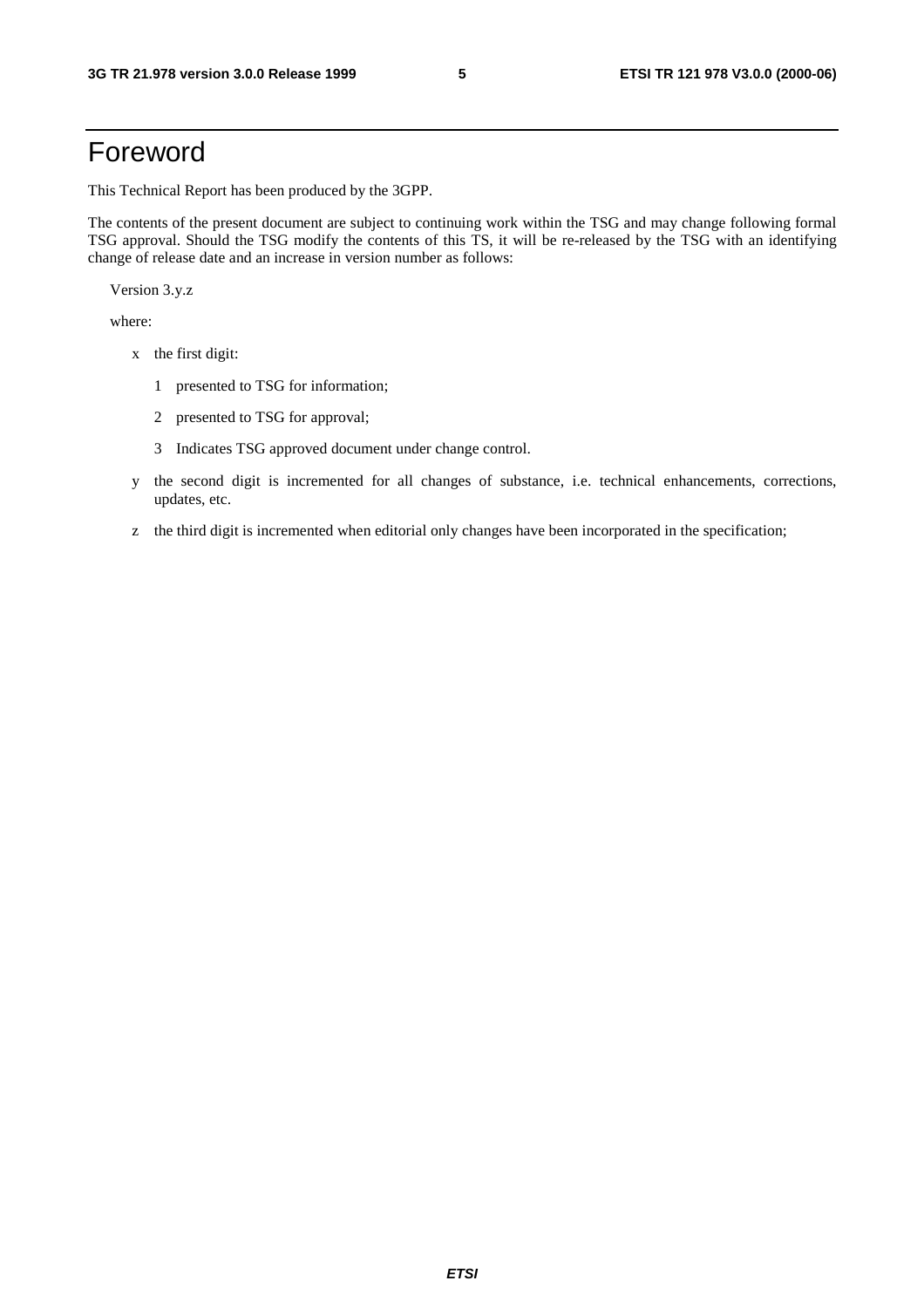# Foreword

This Technical Report has been produced by the 3GPP.

The contents of the present document are subject to continuing work within the TSG and may change following formal TSG approval. Should the TSG modify the contents of this TS, it will be re-released by the TSG with an identifying change of release date and an increase in version number as follows:

Version 3.y.z

where:

- x the first digit:
  - 1 presented to TSG for information;
  - 2 presented to TSG for approval;
  - 3 Indicates TSG approved document under change control.
- y the second digit is incremented for all changes of substance, i.e. technical enhancements, corrections, updates, etc.
- z the third digit is incremented when editorial only changes have been incorporated in the specification;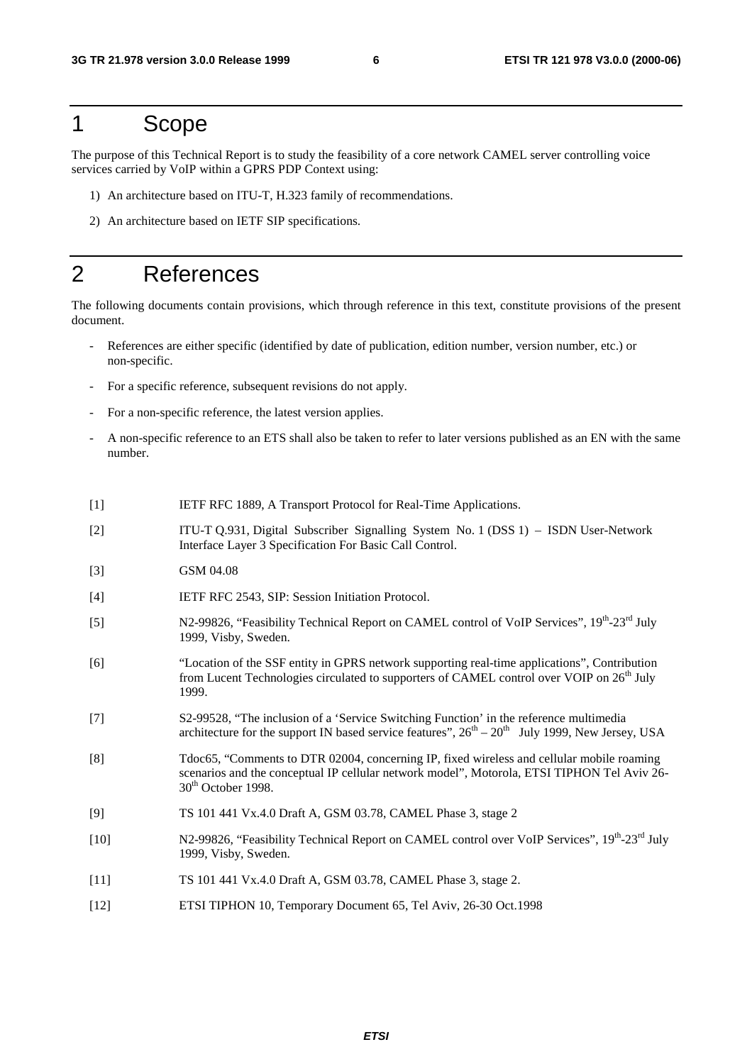# 1 Scope

The purpose of this Technical Report is to study the feasibility of a core network CAMEL server controlling voice services carried by VoIP within a GPRS PDP Context using:

1) An architecture based on ITU-T, H.323 family of recommendations.

2) An architecture based on IETF SIP specifications.

# 2 References

The following documents contain provisions, which through reference in this text, constitute provisions of the present document.

- References are either specific (identified by date of publication, edition number, version number, etc.) or non-specific.
- For a specific reference, subsequent revisions do not apply.
- For a non-specific reference, the latest version applies.
- A non-specific reference to an ETS shall also be taken to refer to later versions published as an EN with the same number.

[1] IETF RFC 1889, A Transport Protocol for Real-Time Applications.

[2] ITU-T Q.931, Digital Subscriber Signalling System No. 1 (DSS 1) – ISDN User-Network Interface Layer 3 Specification For Basic Call Control.

[3] GSM 04.08

[4] IETF RFC 2543, SIP: Session Initiation Protocol.

[5] N2-99826, "Feasibility Technical Report on CAMEL control of VoIP Services", 19th-23rd July 1999, Visby, Sweden.

[6] "Location of the SSF entity in GPRS network supporting real-time applications", Contribution from Lucent Technologies circulated to supporters of CAMEL control over VOIP on 26th July 1999.

[7] S2-99528, "The inclusion of a 'Service Switching Function' in the reference multimedia architecture for the support IN based service features", 26th – 20th July 1999, New Jersey, USA

[8] Tdoc65, "Comments to DTR 02004, concerning IP, fixed wireless and cellular mobile roaming scenarios and the conceptual IP cellular network model", Motorola, ETSI TIPHON Tel Aviv 26-30th October 1998.

[9] TS 101 441 Vx.4.0 Draft A, GSM 03.78, CAMEL Phase 3, stage 2

[10] N2-99826, "Feasibility Technical Report on CAMEL control over VoIP Services", 19th-23rd July 1999, Visby, Sweden.

[11] TS 101 441 Vx.4.0 Draft A, GSM 03.78, CAMEL Phase 3, stage 2.

[12] ETSI TIPHON 10, Temporary Document 65, Tel Aviv, 26-30 Oct.1998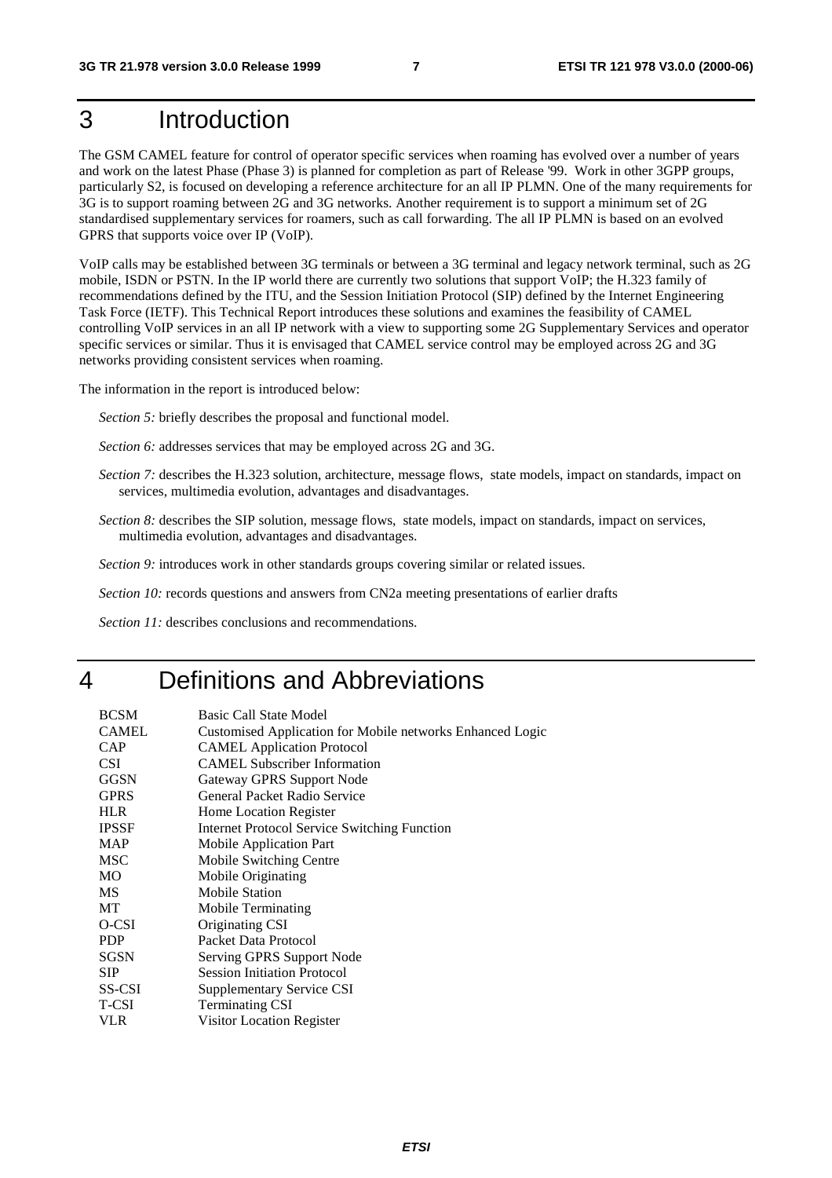# 3 Introduction

The GSM CAMEL feature for control of operator specific services when roaming has evolved over a number of years and work on the latest Phase (Phase 3) is planned for completion as part of Release '99. Work in other 3GPP groups, particularly S2, is focused on developing a reference architecture for an all IP PLMN. One of the many requirements for 3G is to support roaming between 2G and 3G networks. Another requirement is to support a minimum set of 2G standardised supplementary services for roamers, such as call forwarding. The all IP PLMN is based on an evolved GPRS that supports voice over IP (VoIP).

VoIP calls may be established between 3G terminals or between a 3G terminal and legacy network terminal, such as 2G mobile, ISDN or PSTN. In the IP world there are currently two solutions that support VoIP; the H.323 family of recommendations defined by the ITU, and the Session Initiation Protocol (SIP) defined by the Internet Engineering Task Force (IETF). This Technical Report introduces these solutions and examines the feasibility of CAMEL controlling VoIP services in an all IP network with a view to supporting some 2G Supplementary Services and operator specific services or similar. Thus it is envisaged that CAMEL service control may be employed across 2G and 3G networks providing consistent services when roaming.

The information in the report is introduced below:

*Section 5:* briefly describes the proposal and functional model.

*Section 6:* addresses services that may be employed across 2G and 3G.

*Section 7:* describes the H.323 solution, architecture, message flows, state models, impact on standards, impact on services, multimedia evolution, advantages and disadvantages.

*Section 8:* describes the SIP solution, message flows, state models, impact on standards, impact on services, multimedia evolution, advantages and disadvantages.

*Section 9:* introduces work in other standards groups covering similar or related issues.

*Section 10:* records questions and answers from CN2a meeting presentations of earlier drafts

*Section 11:* describes conclusions and recommendations.

# 4 Definitions and Abbreviations

| | |
|---|---|
| BCSM | Basic Call State Model |
| CAMEL | Customised Application for Mobile networks Enhanced Logic |
| CAP | CAMEL Application Protocol |
| CSI | CAMEL Subscriber Information |
| GGSN | Gateway GPRS Support Node |
| GPRS | General Packet Radio Service |
| HLR | Home Location Register |
| IPSSF | Internet Protocol Service Switching Function |
| MAP | Mobile Application Part |
| MSC | Mobile Switching Centre |
| MO | Mobile Originating |
| MS | Mobile Station |
| MT | Mobile Terminating |
| O-CSI | Originating CSI |
| PDP | Packet Data Protocol |
| SGSN | Serving GPRS Support Node |
| SIP | Session Initiation Protocol |
| SS-CSI | Supplementary Service CSI |
| T-CSI | Terminating CSI |
| VLR | Visitor Location Register |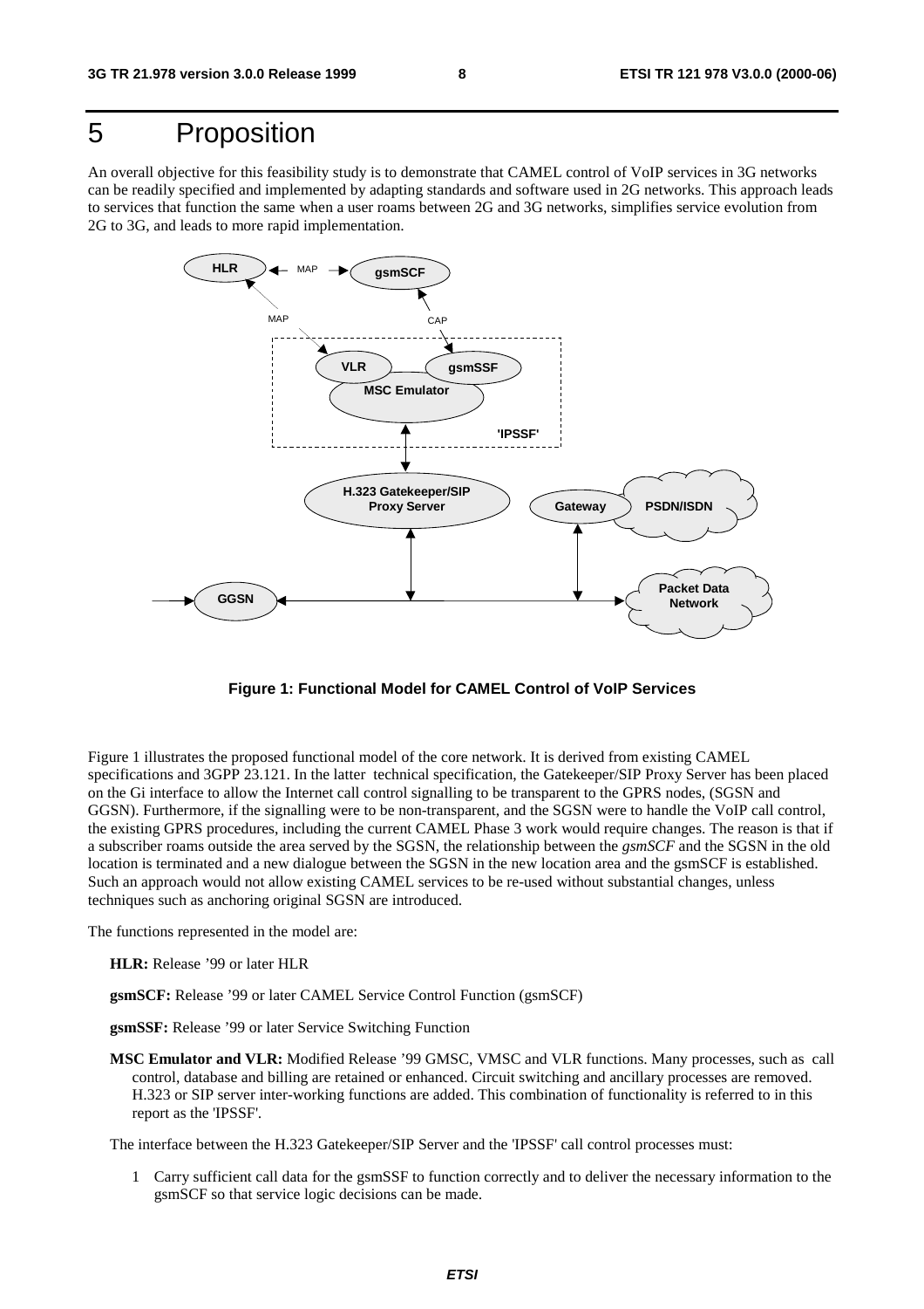# 5 Proposition

An overall objective for this feasibility study is to demonstrate that CAMEL control of VoIP services in 3G networks can be readily specified and implemented by adapting standards and software used in 2G networks. This approach leads to services that function the same when a user roams between 2G and 3G networks, simplifies service evolution from 2G to 3G, and leads to more rapid implementation.

**Figure 1: Functional Model for CAMEL Control of VoIP Services**

Figure 1 illustrates the proposed functional model of the core network. It is derived from existing CAMEL specifications and 3GPP 23.121. In the latter technical specification, the Gatekeeper/SIP Proxy Server has been placed on the Gi interface to allow the Internet call control signalling to be transparent to the GPRS nodes, (SGSN and GGSN). Furthermore, if the signalling were to be non-transparent, and the SGSN were to handle the VoIP call control, the existing GPRS procedures, including the current CAMEL Phase 3 work would require changes. The reason is that if a subscriber roams outside the area served by the SGSN, the relationship between the *gsmSCF* and the SGSN in the old location is terminated and a new dialogue between the SGSN in the new location area and the gsmSCF is established. Such an approach would not allow existing CAMEL services to be re-used without substantial changes, unless techniques such as anchoring original SGSN are introduced.

The functions represented in the model are:

**HLR:** Release '99 or later HLR

**gsmSCF:** Release '99 or later CAMEL Service Control Function (gsmSCF)

**gsmSSF:** Release '99 or later Service Switching Function

**MSC Emulator and VLR:** Modified Release '99 GMSC, VMSC and VLR functions. Many processes, such as call control, database and billing are retained or enhanced. Circuit switching and ancillary processes are removed. H.323 or SIP server inter-working functions are added. This combination of functionality is referred to in this report as the 'IPSSF'.

The interface between the H.323 Gatekeeper/SIP Server and the 'IPSSF' call control processes must:

1. Carry sufficient call data for the gsmSSF to function correctly and to deliver the necessary information to the gsmSCF so that service logic decisions can be made.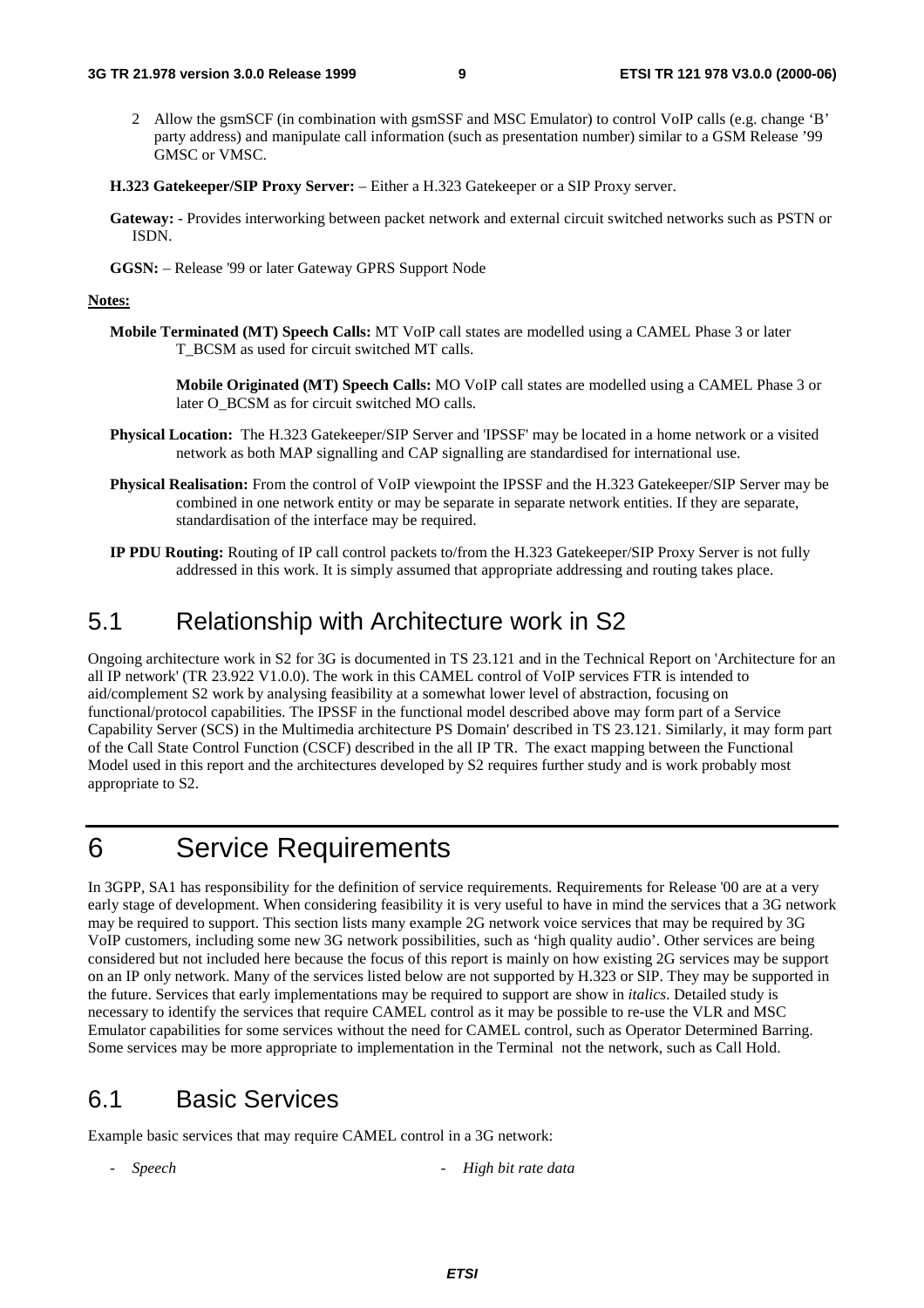2 Allow the gsmSCF (in combination with gsmSSF and MSC Emulator) to control VoIP calls (e.g. change 'B' party address) and manipulate call information (such as presentation number) similar to a GSM Release '99 GMSC or VMSC.

**H.323 Gatekeeper/SIP Proxy Server:** – Either a H.323 Gatekeeper or a SIP Proxy server.

**Gateway:** - Provides interworking between packet network and external circuit switched networks such as PSTN or ISDN.

**GGSN:** – Release '99 or later Gateway GPRS Support Node

**Notes:**

**Mobile Terminated (MT) Speech Calls:** MT VoIP call states are modelled using a CAMEL Phase 3 or later T_BCSM as used for circuit switched MT calls.

**Mobile Originated (MT) Speech Calls:** MO VoIP call states are modelled using a CAMEL Phase 3 or later O_BCSM as for circuit switched MO calls.

**Physical Location:** The H.323 Gatekeeper/SIP Server and 'IPSSF' may be located in a home network or a visited network as both MAP signalling and CAP signalling are standardised for international use.

**Physical Realisation:** From the control of VoIP viewpoint the IPSSF and the H.323 Gatekeeper/SIP Server may be combined in one network entity or may be separate in separate network entities. If they are separate, standardisation of the interface may be required.

**IP PDU Routing:** Routing of IP call control packets to/from the H.323 Gatekeeper/SIP Proxy Server is not fully addressed in this work. It is simply assumed that appropriate addressing and routing takes place.

## 5.1 Relationship with Architecture work in S2

Ongoing architecture work in S2 for 3G is documented in TS 23.121 and in the Technical Report on 'Architecture for an all IP network' (TR 23.922 V1.0.0). The work in this CAMEL control of VoIP services FTR is intended to aid/complement S2 work by analysing feasibility at a somewhat lower level of abstraction, focusing on functional/protocol capabilities. The IPSSF in the functional model described above may form part of a Service Capability Server (SCS) in the Multimedia architecture PS Domain' described in TS 23.121. Similarly, it may form part of the Call State Control Function (CSCF) described in the all IP TR. The exact mapping between the Functional Model used in this report and the architectures developed by S2 requires further study and is work probably most appropriate to S2.

# 6 Service Requirements

In 3GPP, SA1 has responsibility for the definition of service requirements. Requirements for Release '00 are at a very early stage of development. When considering feasibility it is very useful to have in mind the services that a 3G network may be required to support. This section lists many example 2G network voice services that may be required by 3G VoIP customers, including some new 3G network possibilities, such as 'high quality audio'. Other services are being considered but not included here because the focus of this report is mainly on how existing 2G services may be support on an IP only network. Many of the services listed below are not supported by H.323 or SIP. They may be supported in the future. Services that early implementations may be required to support are show in *italics*. Detailed study is necessary to identify the services that require CAMEL control as it may be possible to re-use the VLR and MSC Emulator capabilities for some services without the need for CAMEL control, such as Operator Determined Barring. Some services may be more appropriate to implementation in the Terminal not the network, such as Call Hold.

## 6.1 Basic Services

Example basic services that may require CAMEL control in a 3G network:

- *Speech*
- *High bit rate data*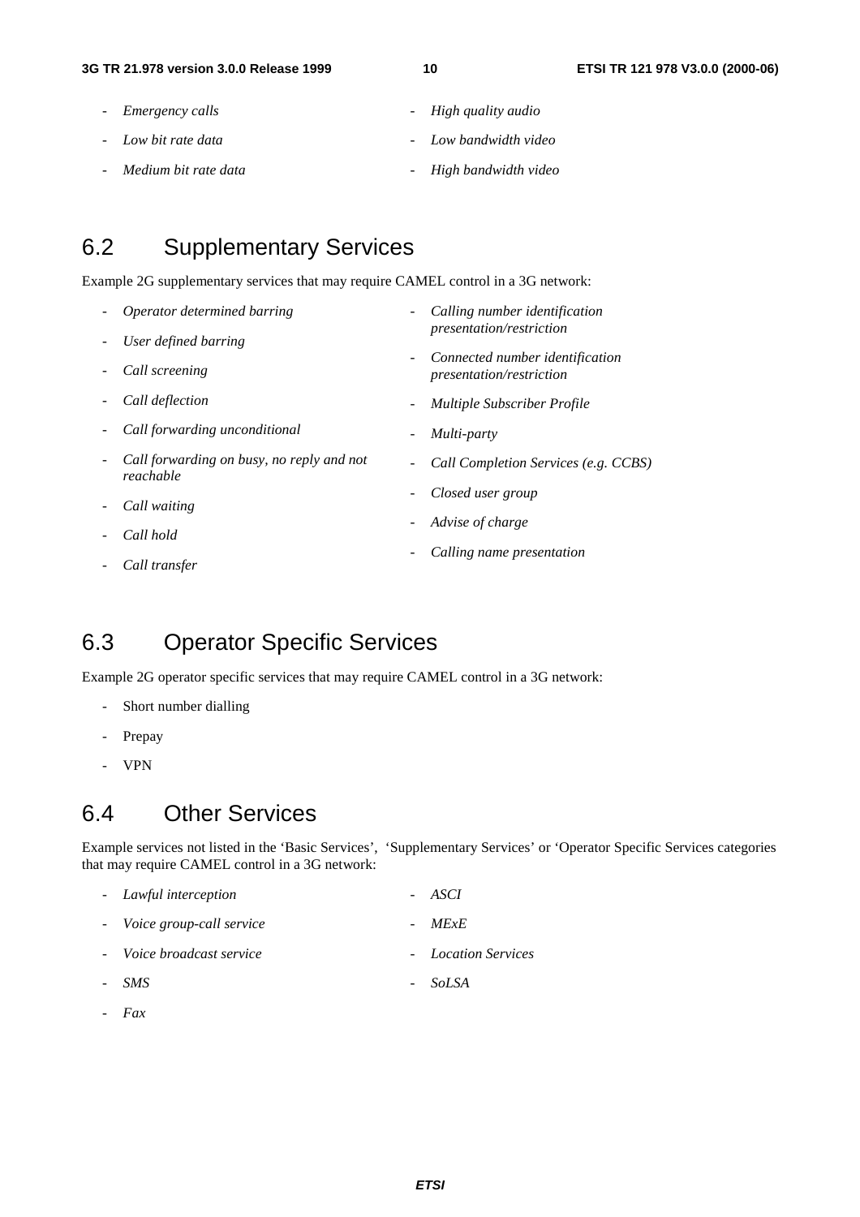- *Emergency calls*
- *Low bit rate data*
- *Medium bit rate data*
- *High quality audio*
- *Low bandwidth video*
- *High bandwidth video*

## 6.2 Supplementary Services

Example 2G supplementary services that may require CAMEL control in a 3G network:

- *Operator determined barring*
- *User defined barring*
- *Call screening*
- *Call deflection*
- *Call forwarding unconditional*
- *Call forwarding on busy, no reply and not reachable*
- *Call waiting*
- *Call hold*
- *Call transfer*
- *Calling number identification presentation/restriction*
- *Connected number identification presentation/restriction*
- *Multiple Subscriber Profile*
- *Multi-party*
- *Call Completion Services (e.g. CCBS)*
- *Closed user group*
- *Advise of charge*
- *Calling name presentation*

## 6.3 Operator Specific Services

Example 2G operator specific services that may require CAMEL control in a 3G network:

- Short number dialling
- Prepay
- VPN

## 6.4 Other Services

Example services not listed in the 'Basic Services', 'Supplementary Services' or 'Operator Specific Services categories that may require CAMEL control in a 3G network:

- *Lawful interception*
- *Voice group-call service*
- *Voice broadcast service*
- *SMS*
- *Fax*
- *ASCI*
- *MExE*
- *Location Services*
- *SoLSA*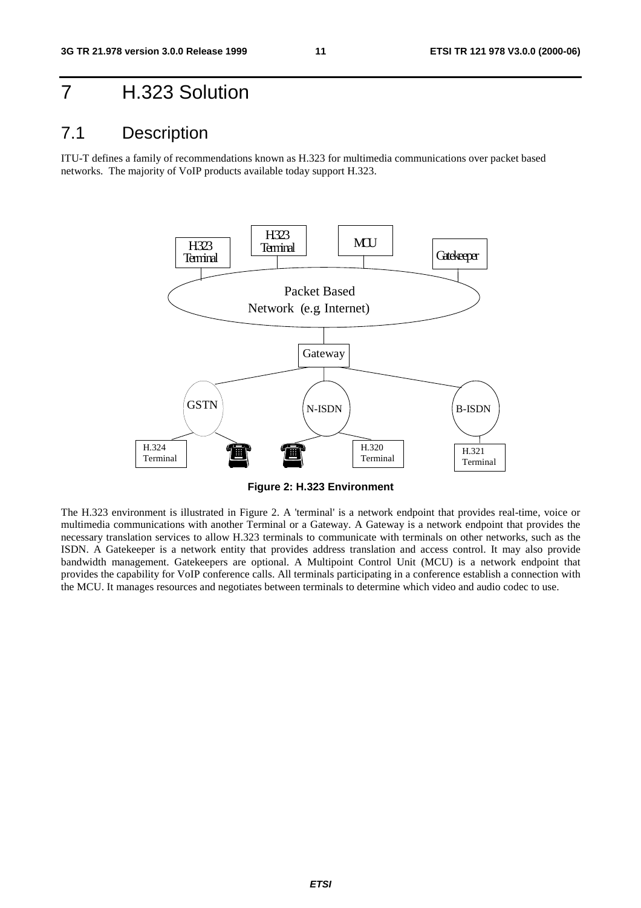# 7 H.323 Solution

## 7.1 Description

ITU-T defines a family of recommendations known as H.323 for multimedia communications over packet based networks. The majority of VoIP products available today support H.323.

**Figure 2: H.323 Environment**

The H.323 environment is illustrated in Figure 2. A 'terminal' is a network endpoint that provides real-time, voice or multimedia communications with another Terminal or a Gateway. A Gateway is a network endpoint that provides the necessary translation services to allow H.323 terminals to communicate with terminals on other networks, such as the ISDN. A Gatekeeper is a network entity that provides address translation and access control. It may also provide bandwidth management. Gatekeepers are optional. A Multipoint Control Unit (MCU) is a network endpoint that provides the capability for VoIP conference calls. All terminals participating in a conference establish a connection with the MCU. It manages resources and negotiates between terminals to determine which video and audio codec to use.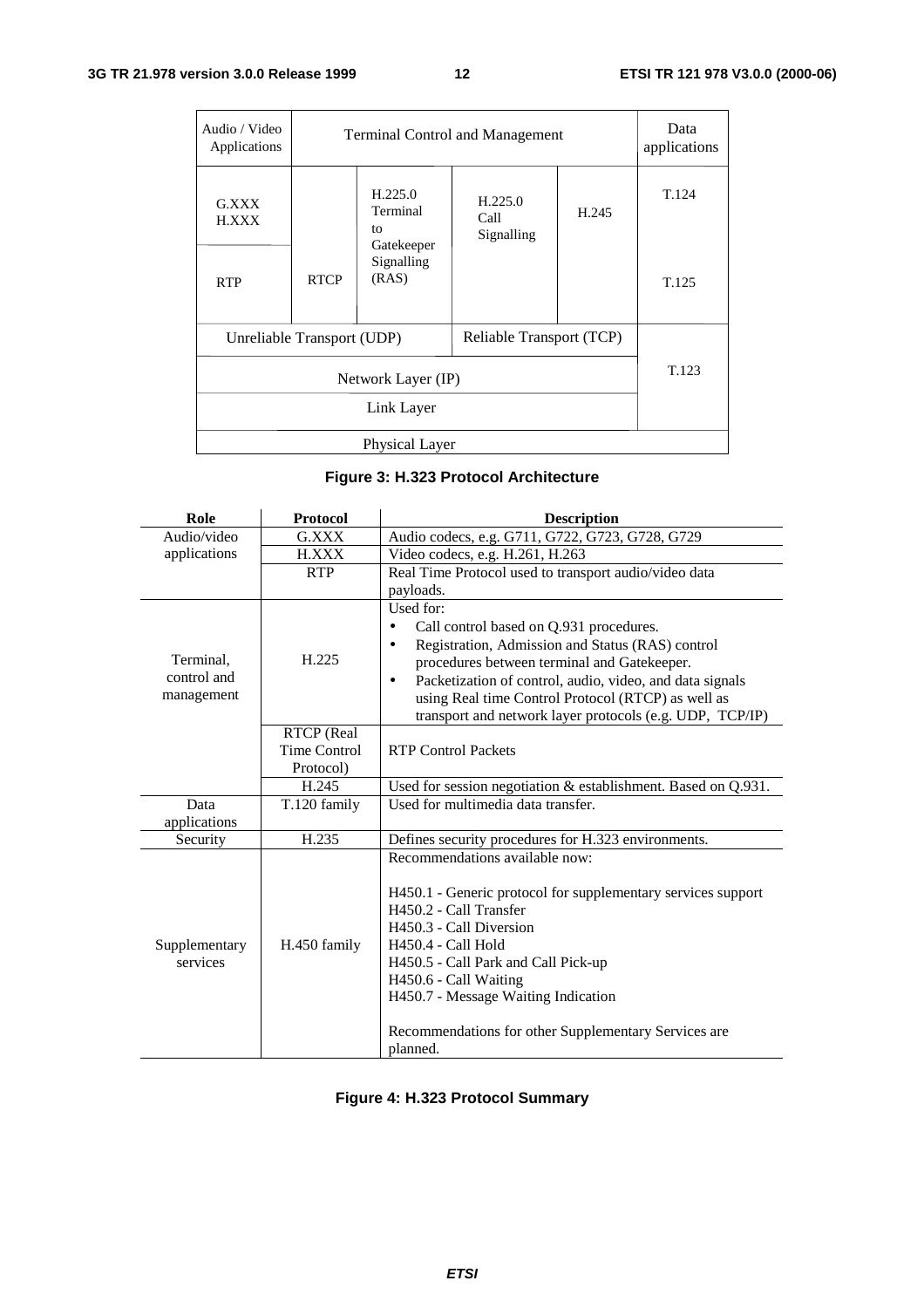| Audio / Video Applications | Terminal Control and Management | | | | Data applications |
|---|---|---|---|---|---|
| G.XXX H.XXX | RTCP | H.225.0 Terminal to Gatekeeper Signalling (RAS) | H.225.0 Call Signalling | H.245 | T.124 |
| RTP | | | | | T.125 |
| Unreliable Transport (UDP) | | | Reliable Transport (TCP) | | T.123 |
| Network Layer (IP) | | | | | |
| Link Layer | | | | | |
| Physical Layer | | | | | |

**Figure 3: H.323 Protocol Architecture**

| Role | Protocol | Description |
|---|---|---|
| Audio/video applications | G.XXX | Audio codecs, e.g. G711, G722, G723, G728, G729 |
| | H.XXX | Video codecs, e.g. H.261, H.263 |
| | RTP | Real Time Protocol used to transport audio/video data payloads. |
| Terminal, control and management | H.225 | Used for:<br>• Call control based on Q.931 procedures.<br>• Registration, Admission and Status (RAS) control procedures between terminal and Gatekeeper.<br>• Packetization of control, audio, video, and data signals using Real time Control Protocol (RTCP) as well as transport and network layer protocols (e.g. UDP, TCP/IP) |
| | RTCP (Real Time Control Protocol) | RTP Control Packets |
| | H.245 | Used for session negotiation & establishment. Based on Q.931. |
| Data applications | T.120 family | Used for multimedia data transfer. |
| Security | H.235 | Defines security procedures for H.323 environments. |
| Supplementary services | H.450 family | Recommendations available now:<br><br>H450.1 - Generic protocol for supplementary services support<br>H450.2 - Call Transfer<br>H450.3 - Call Diversion<br>H450.4 - Call Hold<br>H450.5 - Call Park and Call Pick-up<br>H450.6 - Call Waiting<br>H450.7 - Message Waiting Indication<br><br>Recommendations for other Supplementary Services are planned. |

**Figure 4: H.323 Protocol Summary**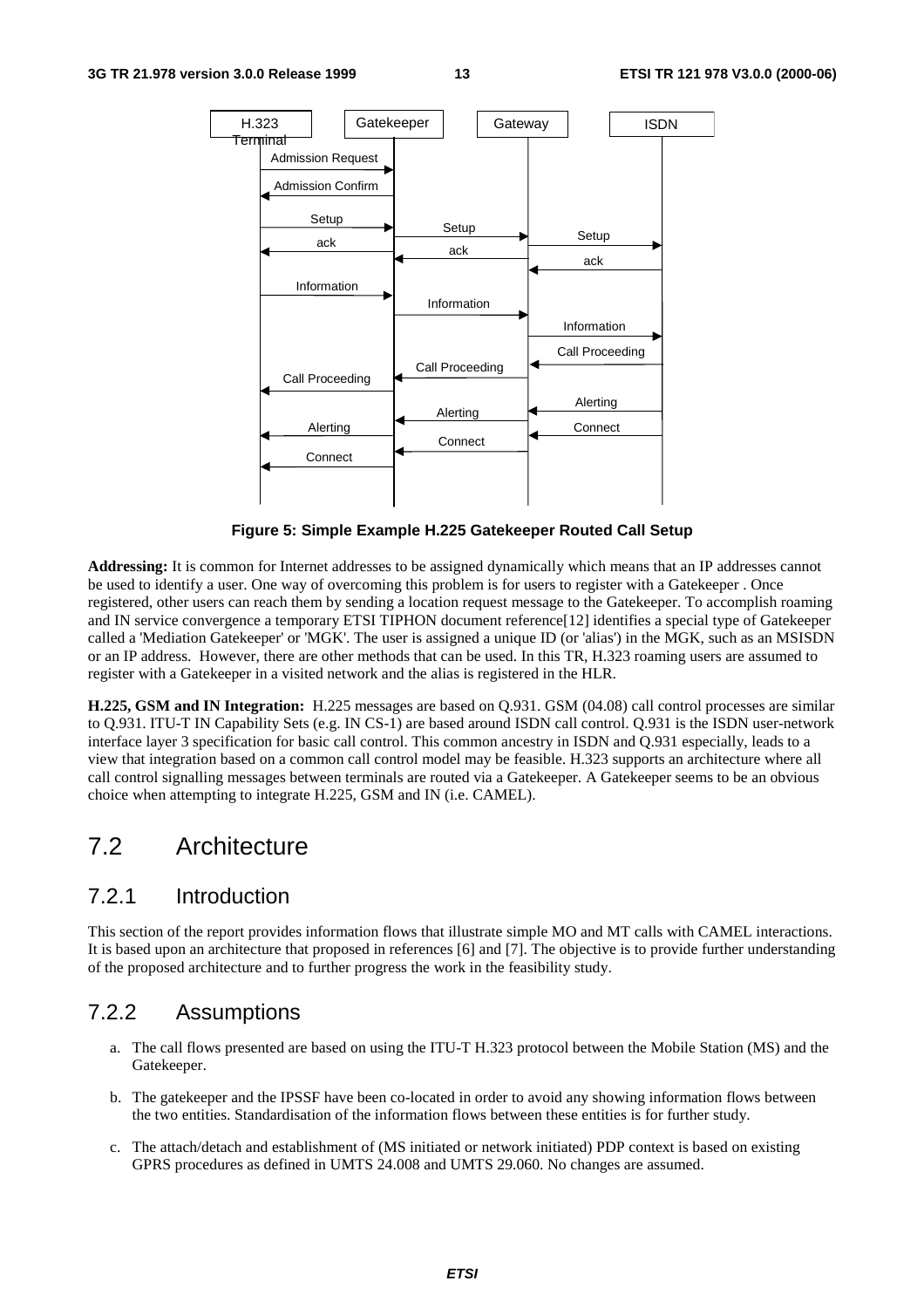Figure 5: Simple Example H.225 Gatekeeper Routed Call Setup

**Addressing:** It is common for Internet addresses to be assigned dynamically which means that an IP addresses cannot be used to identify a user. One way of overcoming this problem is for users to register with a Gatekeeper . Once registered, other users can reach them by sending a location request message to the Gatekeeper. To accomplish roaming and IN service convergence a temporary ETSI TIPHON document reference[12] identifies a special type of Gatekeeper called a 'Mediation Gatekeeper' or 'MGK'. The user is assigned a unique ID (or 'alias') in the MGK, such as an MSISDN or an IP address. However, there are other methods that can be used. In this TR, H.323 roaming users are assumed to register with a Gatekeeper in a visited network and the alias is registered in the HLR.

**H.225, GSM and IN Integration:** H.225 messages are based on Q.931. GSM (04.08) call control processes are similar to Q.931. ITU-T IN Capability Sets (e.g. IN CS-1) are based around ISDN call control. Q.931 is the ISDN user-network interface layer 3 specification for basic call control. This common ancestry in ISDN and Q.931 especially, leads to a view that integration based on a common call control model may be feasible. H.323 supports an architecture where all call control signalling messages between terminals are routed via a Gatekeeper. A Gatekeeper seems to be an obvious choice when attempting to integrate H.225, GSM and IN (i.e. CAMEL).

## 7.2 Architecture

### 7.2.1 Introduction

This section of the report provides information flows that illustrate simple MO and MT calls with CAMEL interactions. It is based upon an architecture that proposed in references [6] and [7]. The objective is to provide further understanding of the proposed architecture and to further progress the work in the feasibility study.

### 7.2.2 Assumptions

a. The call flows presented are based on using the ITU-T H.323 protocol between the Mobile Station (MS) and the Gatekeeper.

b. The gatekeeper and the IPSSF have been co-located in order to avoid any showing information flows between the two entities. Standardisation of the information flows between these entities is for further study.

c. The attach/detach and establishment of (MS initiated or network initiated) PDP context is based on existing GPRS procedures as defined in UMTS 24.008 and UMTS 29.060. No changes are assumed.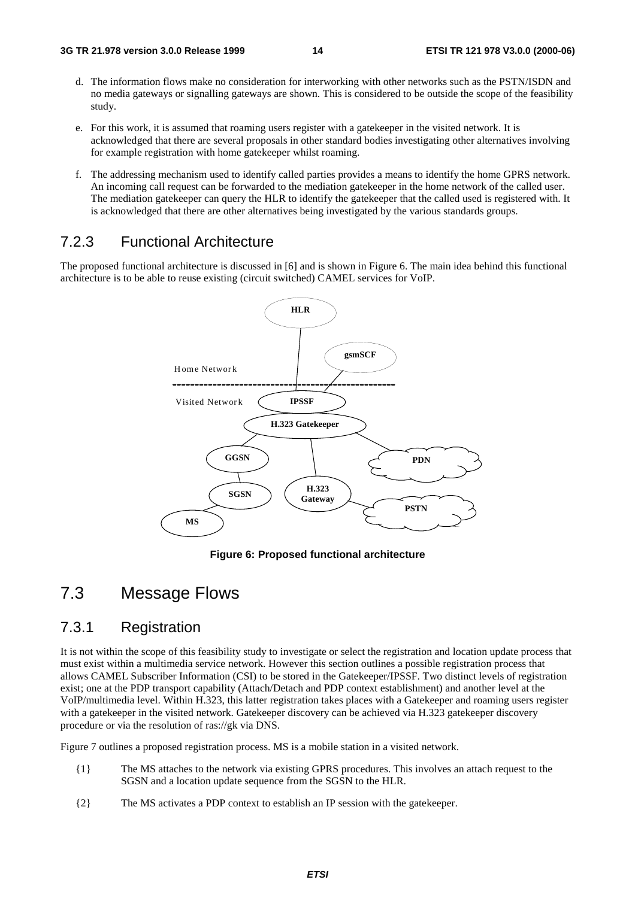d. The information flows make no consideration for interworking with other networks such as the PSTN/ISDN and no media gateways or signalling gateways are shown. This is considered to be outside the scope of the feasibility study.

e. For this work, it is assumed that roaming users register with a gatekeeper in the visited network. It is acknowledged that there are several proposals in other standard bodies investigating other alternatives involving for example registration with home gatekeeper whilst roaming.

f. The addressing mechanism used to identify called parties provides a means to identify the home GPRS network. An incoming call request can be forwarded to the mediation gatekeeper in the home network of the called user. The mediation gatekeeper can query the HLR to identify the gatekeeper that the called used is registered with. It is acknowledged that there are other alternatives being investigated by the various standards groups.

### 7.2.3 Functional Architecture

The proposed functional architecture is discussed in [6] and is shown in Figure 6. The main idea behind this functional architecture is to be able to reuse existing (circuit switched) CAMEL services for VoIP.

**Figure 6: Proposed functional architecture**

## 7.3 Message Flows

### 7.3.1 Registration

It is not within the scope of this feasibility study to investigate or select the registration and location update process that must exist within a multimedia service network. However this section outlines a possible registration process that allows CAMEL Subscriber Information (CSI) to be stored in the Gatekeeper/IPSSF. Two distinct levels of registration exist; one at the PDP transport capability (Attach/Detach and PDP context establishment) and another level at the VoIP/multimedia level. Within H.323, this latter registration takes places with a Gatekeeper and roaming users register with a gatekeeper in the visited network. Gatekeeper discovery can be achieved via H.323 gatekeeper discovery procedure or via the resolution of ras://gk via DNS.

Figure 7 outlines a proposed registration process. MS is a mobile station in a visited network.

{1} The MS attaches to the network via existing GPRS procedures. This involves an attach request to the SGSN and a location update sequence from the SGSN to the HLR.

{2} The MS activates a PDP context to establish an IP session with the gatekeeper.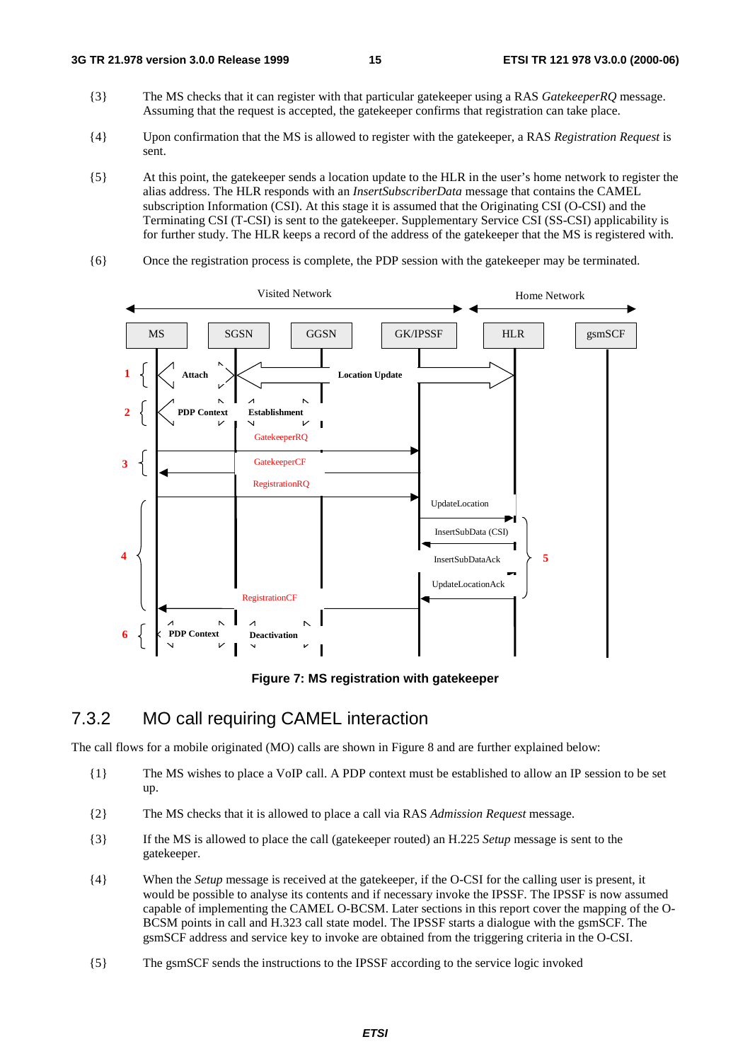{3} The MS checks that it can register with that particular gatekeeper using a RAS *GatekeeperRQ* message. Assuming that the request is accepted, the gatekeeper confirms that registration can take place.

{4} Upon confirmation that the MS is allowed to register with the gatekeeper, a RAS *Registration Request* is sent.

{5} At this point, the gatekeeper sends a location update to the HLR in the user's home network to register the alias address. The HLR responds with an *InsertSubscriberData* message that contains the CAMEL subscription Information (CSI). At this stage it is assumed that the Originating CSI (O-CSI) and the Terminating CSI (T-CSI) is sent to the gatekeeper. Supplementary Service CSI (SS-CSI) applicability is for further study. The HLR keeps a record of the address of the gatekeeper that the MS is registered with.

{6} Once the registration process is complete, the PDP session with the gatekeeper may be terminated.

**Figure 7: MS registration with gatekeeper**

## 7.3.2 MO call requiring CAMEL interaction

The call flows for a mobile originated (MO) calls are shown in Figure 8 and are further explained below:

{1} The MS wishes to place a VoIP call. A PDP context must be established to allow an IP session to be set up.

{2} The MS checks that it is allowed to place a call via RAS *Admission Request* message.

{3} If the MS is allowed to place the call (gatekeeper routed) an H.225 *Setup* message is sent to the gatekeeper.

{4} When the *Setup* message is received at the gatekeeper, if the O-CSI for the calling user is present, it would be possible to analyse its contents and if necessary invoke the IPSSF. The IPSSF is now assumed capable of implementing the CAMEL O-BCSM. Later sections in this report cover the mapping of the O-BCSM points in call and H.323 call state model. The IPSSF starts a dialogue with the gsmSCF. The gsmSCF address and service key to invoke are obtained from the triggering criteria in the O-CSI.

{5} The gsmSCF sends the instructions to the IPSSF according to the service logic invoked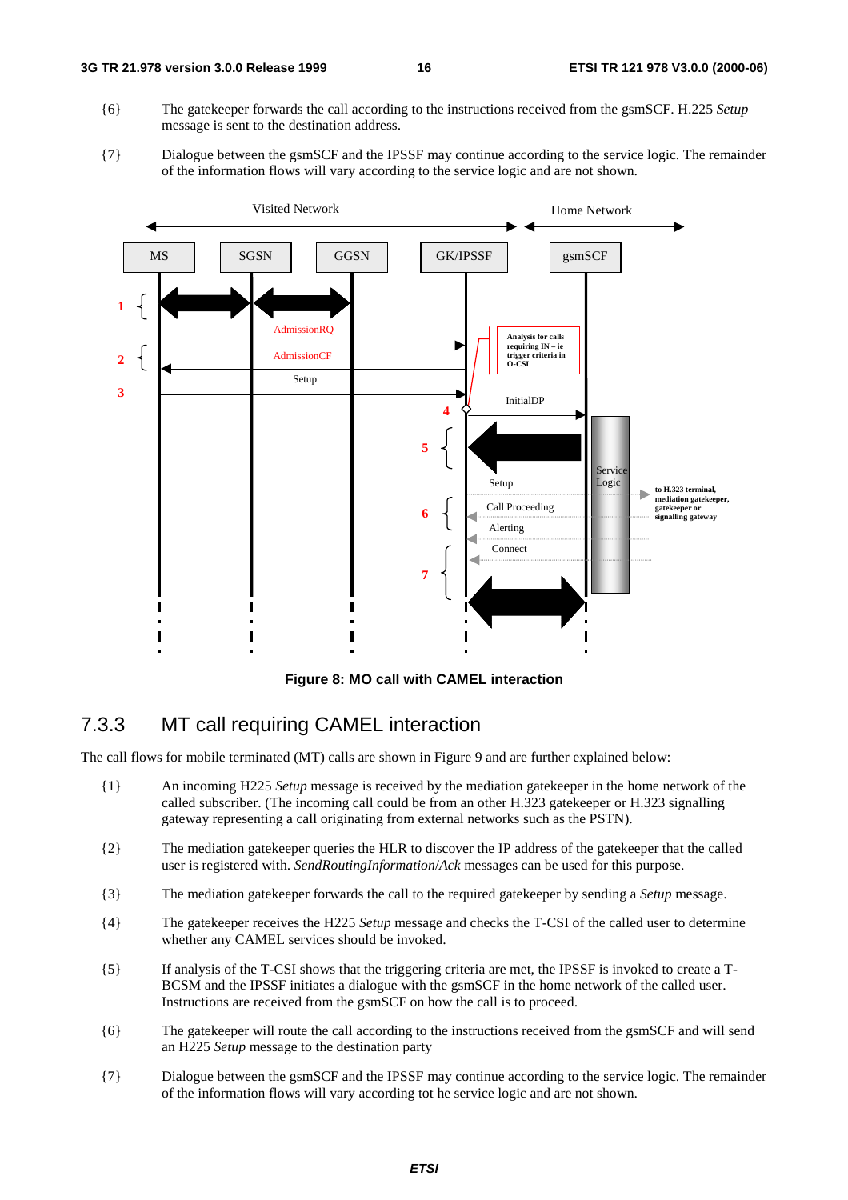{6} The gatekeeper forwards the call according to the instructions received from the gsmSCF. H.225 *Setup* message is sent to the destination address.

{7} Dialogue between the gsmSCF and the IPSSF may continue according to the service logic. The remainder of the information flows will vary according to the service logic and are not shown.

**Figure 8: MO call with CAMEL interaction**

## 7.3.3 MT call requiring CAMEL interaction

The call flows for mobile terminated (MT) calls are shown in Figure 9 and are further explained below:

{1} An incoming H225 *Setup* message is received by the mediation gatekeeper in the home network of the called subscriber. (The incoming call could be from an other H.323 gatekeeper or H.323 signalling gateway representing a call originating from external networks such as the PSTN).

{2} The mediation gatekeeper queries the HLR to discover the IP address of the gatekeeper that the called user is registered with. *SendRoutingInformation*/*Ack* messages can be used for this purpose.

{3} The mediation gatekeeper forwards the call to the required gatekeeper by sending a *Setup* message.

{4} The gatekeeper receives the H225 *Setup* message and checks the T-CSI of the called user to determine whether any CAMEL services should be invoked.

{5} If analysis of the T-CSI shows that the triggering criteria are met, the IPSSF is invoked to create a T-BCSM and the IPSSF initiates a dialogue with the gsmSCF in the home network of the called user. Instructions are received from the gsmSCF on how the call is to proceed.

{6} The gatekeeper will route the call according to the instructions received from the gsmSCF and will send an H225 *Setup* message to the destination party

{7} Dialogue between the gsmSCF and the IPSSF may continue according to the service logic. The remainder of the information flows will vary according tot he service logic and are not shown.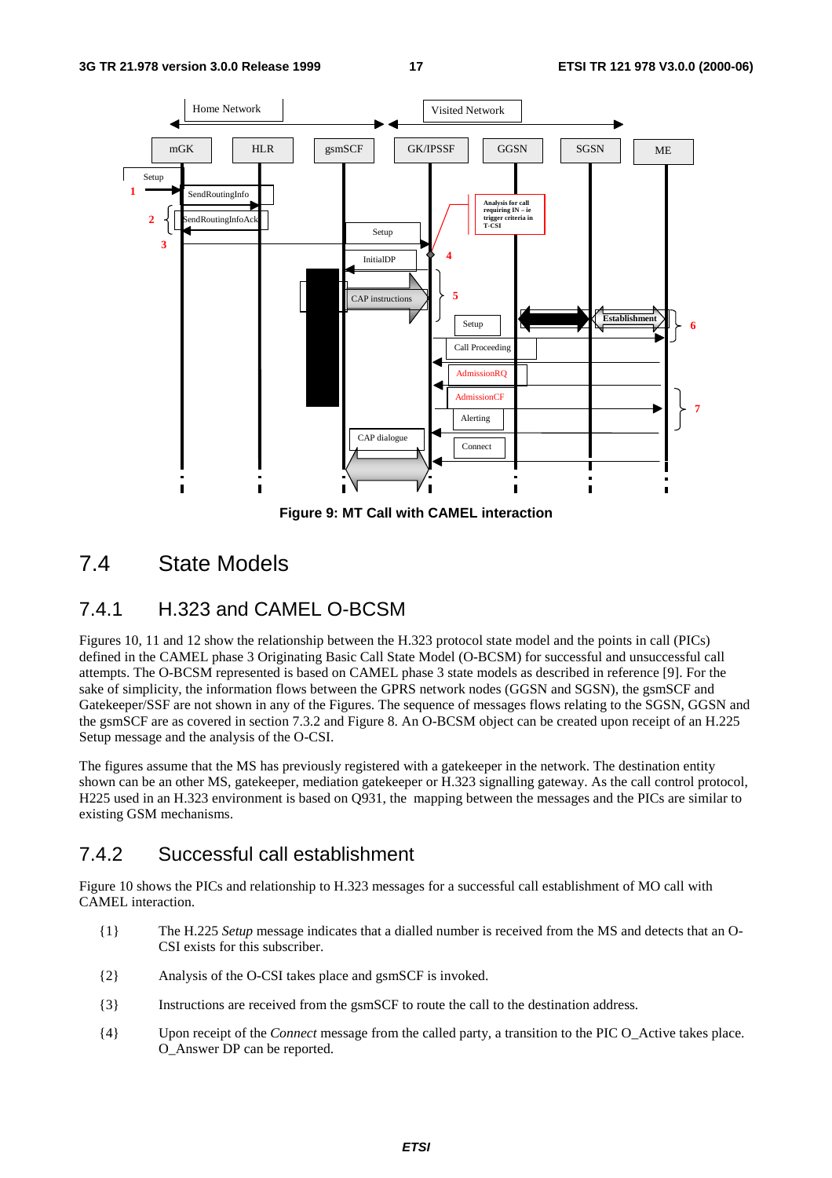Figure 9: MT Call with CAMEL interaction

## 7.4 State Models

### 7.4.1 H.323 and CAMEL O-BCSM

Figures 10, 11 and 12 show the relationship between the H.323 protocol state model and the points in call (PICs) defined in the CAMEL phase 3 Originating Basic Call State Model (O-BCSM) for successful and unsuccessful call attempts. The O-BCSM represented is based on CAMEL phase 3 state models as described in reference [9]. For the sake of simplicity, the information flows between the GPRS network nodes (GGSN and SGSN), the gsmSCF and Gatekeeper/SSF are not shown in any of the Figures. The sequence of messages flows relating to the SGSN, GGSN and the gsmSCF are as covered in section 7.3.2 and Figure 8. An O-BCSM object can be created upon receipt of an H.225 Setup message and the analysis of the O-CSI.

The figures assume that the MS has previously registered with a gatekeeper in the network. The destination entity shown can be an other MS, gatekeeper, mediation gatekeeper or H.323 signalling gateway. As the call control protocol, H225 used in an H.323 environment is based on Q931, the mapping between the messages and the PICs are similar to existing GSM mechanisms.

### 7.4.2 Successful call establishment

Figure 10 shows the PICs and relationship to H.323 messages for a successful call establishment of MO call with CAMEL interaction.

{1} The H.225 *Setup* message indicates that a dialled number is received from the MS and detects that an O-CSI exists for this subscriber.

{2} Analysis of the O-CSI takes place and gsmSCF is invoked.

{3} Instructions are received from the gsmSCF to route the call to the destination address.

{4} Upon receipt of the *Connect* message from the called party, a transition to the PIC O_Active takes place. O_Answer DP can be reported.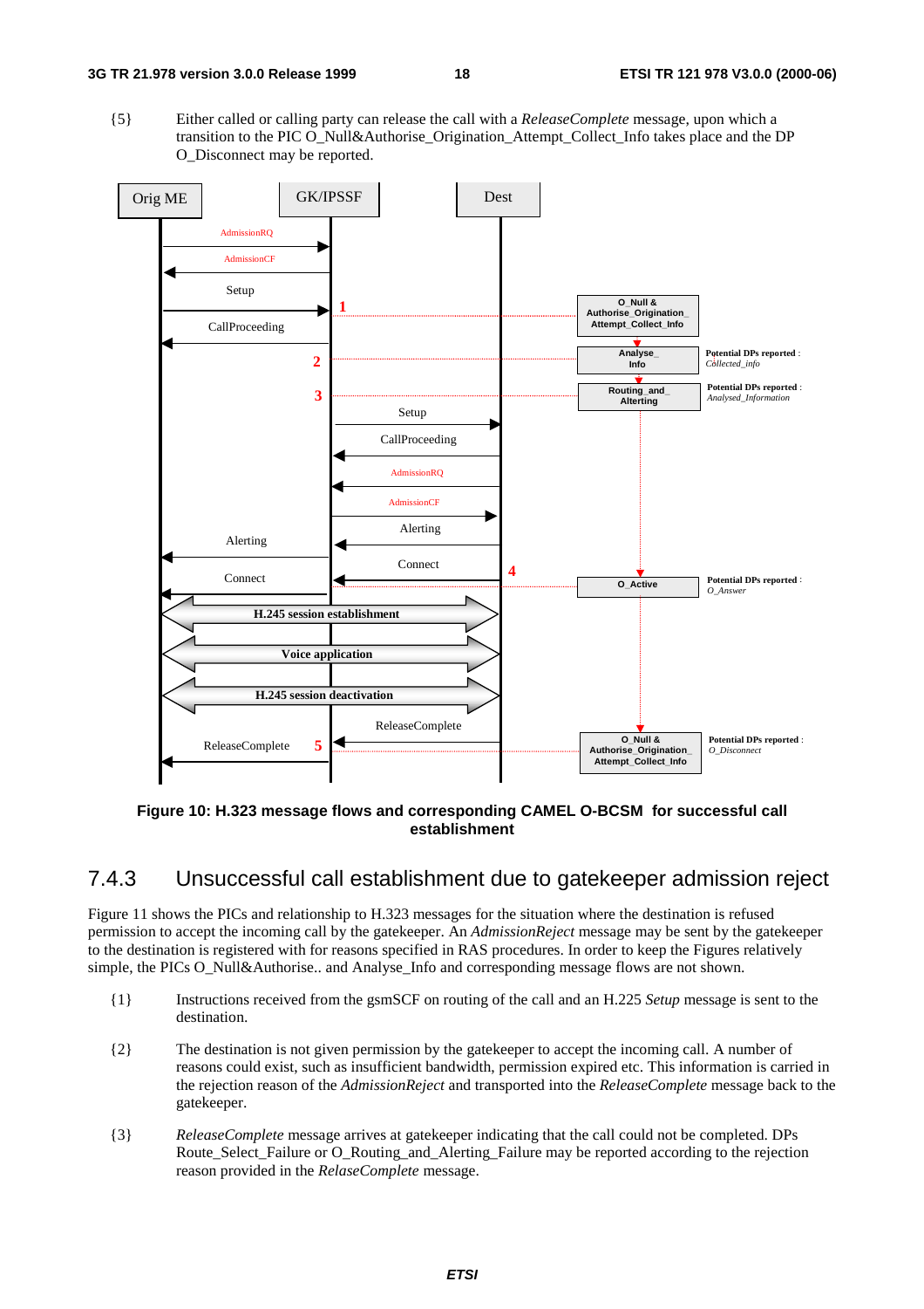{5} Either called or calling party can release the call with a *ReleaseComplete* message, upon which a transition to the PIC O_Null&Authorise_Origination_Attempt_Collect_Info takes place and the DP O_Disconnect may be reported.

**Figure 10: H.323 message flows and corresponding CAMEL O-BCSM for successful call establishment**

## 7.4.3 Unsuccessful call establishment due to gatekeeper admission reject

Figure 11 shows the PICs and relationship to H.323 messages for the situation where the destination is refused permission to accept the incoming call by the gatekeeper. An *AdmissionReject* message may be sent by the gatekeeper to the destination is registered with for reasons specified in RAS procedures. In order to keep the Figures relatively simple, the PICs O_Null&Authorise.. and Analyse_Info and corresponding message flows are not shown.

{1} Instructions received from the gsmSCF on routing of the call and an H.225 *Setup* message is sent to the destination.

{2} The destination is not given permission by the gatekeeper to accept the incoming call. A number of reasons could exist, such as insufficient bandwidth, permission expired etc. This information is carried in the rejection reason of the *AdmissionReject* and transported into the *ReleaseComplete* message back to the gatekeeper.

{3} *ReleaseComplete* message arrives at gatekeeper indicating that the call could not be completed. DPs Route_Select_Failure or O_Routing_and_Alerting_Failure may be reported according to the rejection reason provided in the *RelaseComplete* message.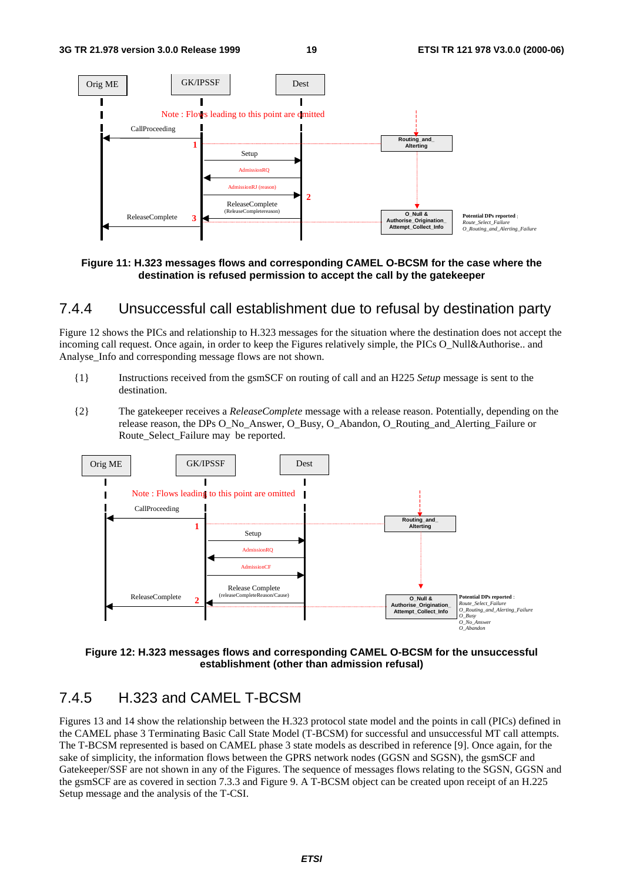Orig ME | GK/IPSSF | Dest

Note : Flows leading to this point are omitted

CallProceeding

1

Setup

AdmissionRQ

AdmissionRJ (reason)

2

ReleaseComplete (ReleaseCompletereason)

ReleaseComplete 3

Routing_and_Alterting

O_Null & Authorise_Origination_Attempt_Collect_Info

Potential DPs reported :
*Route_Select_Failure*
*O_Routing_and_Alerting_Failure*

**Figure 11: H.323 messages flows and corresponding CAMEL O-BCSM for the case where the destination is refused permission to accept the call by the gatekeeper**

### 7.4.4 Unsuccessful call establishment due to refusal by destination party

Figure 12 shows the PICs and relationship to H.323 messages for the situation where the destination does not accept the incoming call request. Once again, in order to keep the Figures relatively simple, the PICs O_Null&Authorise.. and Analyse_Info and corresponding message flows are not shown.

{1} Instructions received from the gsmSCF on routing of call and an H225 *Setup* message is sent to the destination.

{2} The gatekeeper receives a *ReleaseComplete* message with a release reason. Potentially, depending on the release reason, the DPs O_No_Answer, O_Busy, O_Abandon, O_Routing_and_Alerting_Failure or Route_Select_Failure may be reported.

Orig ME | GK/IPSSF | Dest

Note : Flows leading to this point are omitted

CallProceeding

1

Setup

AdmissionRQ

AdmissionCF

Release Complete (releaseCompleteReason/Cause)

ReleaseComplete 2

Routing_and_Alterting

O_Null & Authorise_Origination_Attempt_Collect_Info

Potential DPs reported :
*Route_Select_Failure*
*O_Routing_and_Alerting_Failure*
*O_Busy*
*O_No_Answer*
*O_Abandon*

**Figure 12: H.323 messages flows and corresponding CAMEL O-BCSM for the unsuccessful establishment (other than admission refusal)**

### 7.4.5 H.323 and CAMEL T-BCSM

Figures 13 and 14 show the relationship between the H.323 protocol state model and the points in call (PICs) defined in the CAMEL phase 3 Terminating Basic Call State Model (T-BCSM) for successful and unsuccessful MT call attempts. The T-BCSM represented is based on CAMEL phase 3 state models as described in reference [9]. Once again, for the sake of simplicity, the information flows between the GPRS network nodes (GGSN and SGSN), the gsmSCF and Gatekeeper/SSF are not shown in any of the Figures. The sequence of messages flows relating to the SGSN, GGSN and the gsmSCF are as covered in section 7.3.3 and Figure 9. A T-BCSM object can be created upon receipt of an H.225 Setup message and the analysis of the T-CSI.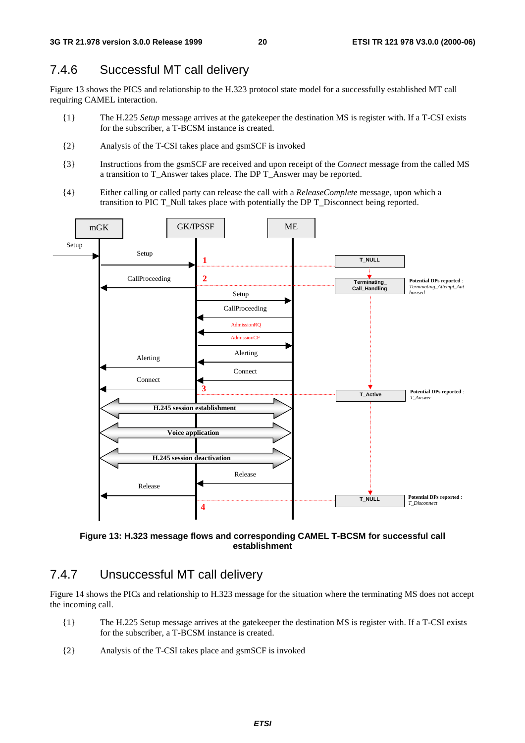## 7.4.6 Successful MT call delivery

Figure 13 shows the PICS and relationship to the H.323 protocol state model for a successfully established MT call requiring CAMEL interaction.

{1} The H.225 *Setup* message arrives at the gatekeeper the destination MS is register with. If a T-CSI exists for the subscriber, a T-BCSM instance is created.

{2} Analysis of the T-CSI takes place and gsmSCF is invoked

{3} Instructions from the gsmSCF are received and upon receipt of the *Connect* message from the called MS a transition to T_Answer takes place. The DP T_Answer may be reported.

{4} Either calling or called party can release the call with a *ReleaseComplete* message, upon which a transition to PIC T_Null takes place with potentially the DP T_Disconnect being reported.

**Figure 13: H.323 message flows and corresponding CAMEL T-BCSM for successful call establishment**

## 7.4.7 Unsuccessful MT call delivery

Figure 14 shows the PICs and relationship to H.323 message for the situation where the terminating MS does not accept the incoming call.

{1} The H.225 Setup message arrives at the gatekeeper the destination MS is register with. If a T-CSI exists for the subscriber, a T-BCSM instance is created.

{2} Analysis of the T-CSI takes place and gsmSCF is invoked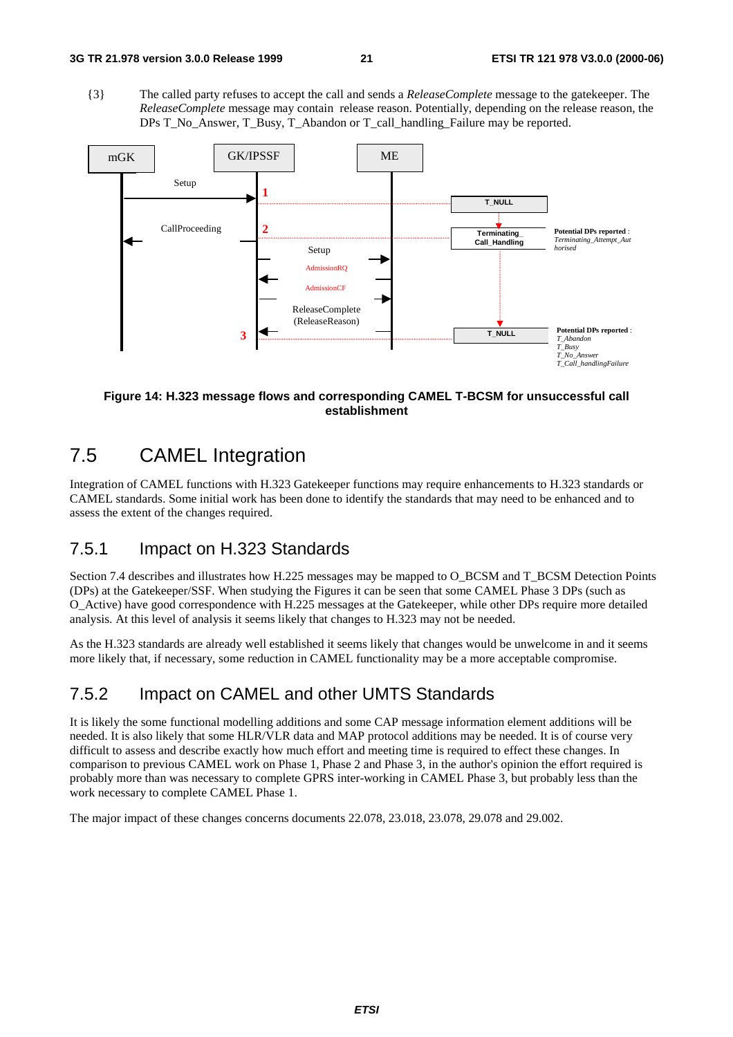{3} The called party refuses to accept the call and sends a *ReleaseComplete* message to the gatekeeper. The *ReleaseComplete* message may contain release reason. Potentially, depending on the release reason, the DPs T_No_Answer, T_Busy, T_Abandon or T_call_handling_Failure may be reported.

**Figure 14: H.323 message flows and corresponding CAMEL T-BCSM for unsuccessful call establishment**

# 7.5 CAMEL Integration

Integration of CAMEL functions with H.323 Gatekeeper functions may require enhancements to H.323 standards or CAMEL standards. Some initial work has been done to identify the standards that may need to be enhanced and to assess the extent of the changes required.

## 7.5.1 Impact on H.323 Standards

Section 7.4 describes and illustrates how H.225 messages may be mapped to O_BCSM and T_BCSM Detection Points (DPs) at the Gatekeeper/SSF. When studying the Figures it can be seen that some CAMEL Phase 3 DPs (such as O_Active) have good correspondence with H.225 messages at the Gatekeeper, while other DPs require more detailed analysis. At this level of analysis it seems likely that changes to H.323 may not be needed.

As the H.323 standards are already well established it seems likely that changes would be unwelcome in and it seems more likely that, if necessary, some reduction in CAMEL functionality may be a more acceptable compromise.

## 7.5.2 Impact on CAMEL and other UMTS Standards

It is likely the some functional modelling additions and some CAP message information element additions will be needed. It is also likely that some HLR/VLR data and MAP protocol additions may be needed. It is of course very difficult to assess and describe exactly how much effort and meeting time is required to effect these changes. In comparison to previous CAMEL work on Phase 1, Phase 2 and Phase 3, in the author's opinion the effort required is probably more than was necessary to complete GPRS inter-working in CAMEL Phase 3, but probably less than the work necessary to complete CAMEL Phase 1.

The major impact of these changes concerns documents 22.078, 23.018, 23.078, 29.078 and 29.002.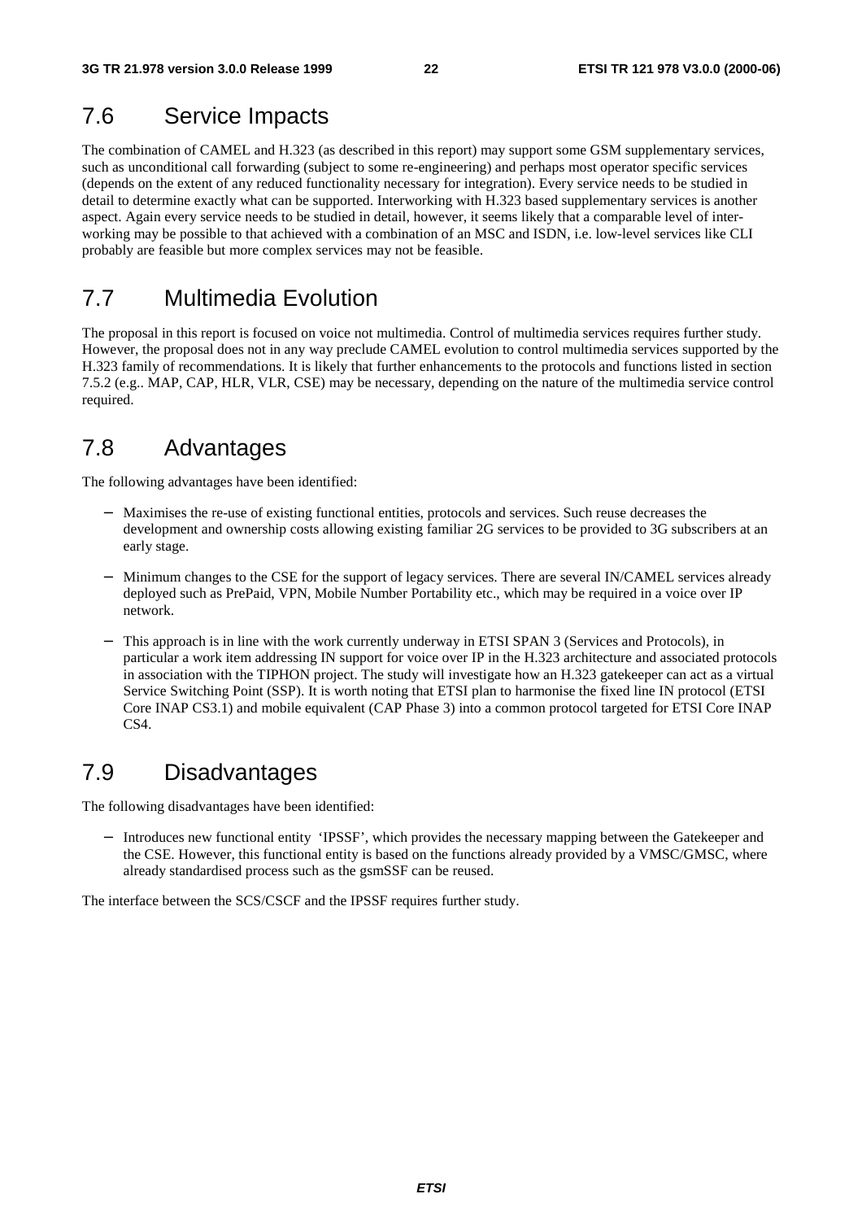## 7.6 Service Impacts

The combination of CAMEL and H.323 (as described in this report) may support some GSM supplementary services, such as unconditional call forwarding (subject to some re-engineering) and perhaps most operator specific services (depends on the extent of any reduced functionality necessary for integration). Every service needs to be studied in detail to determine exactly what can be supported. Interworking with H.323 based supplementary services is another aspect. Again every service needs to be studied in detail, however, it seems likely that a comparable level of inter-working may be possible to that achieved with a combination of an MSC and ISDN, i.e. low-level services like CLI probably are feasible but more complex services may not be feasible.

## 7.7 Multimedia Evolution

The proposal in this report is focused on voice not multimedia. Control of multimedia services requires further study. However, the proposal does not in any way preclude CAMEL evolution to control multimedia services supported by the H.323 family of recommendations. It is likely that further enhancements to the protocols and functions listed in section 7.5.2 (e.g.. MAP, CAP, HLR, VLR, CSE) may be necessary, depending on the nature of the multimedia service control required.

## 7.8 Advantages

The following advantages have been identified:

- Maximises the re-use of existing functional entities, protocols and services. Such reuse decreases the development and ownership costs allowing existing familiar 2G services to be provided to 3G subscribers at an early stage.
- Minimum changes to the CSE for the support of legacy services. There are several IN/CAMEL services already deployed such as PrePaid, VPN, Mobile Number Portability etc., which may be required in a voice over IP network.
- This approach is in line with the work currently underway in ETSI SPAN 3 (Services and Protocols), in particular a work item addressing IN support for voice over IP in the H.323 architecture and associated protocols in association with the TIPHON project. The study will investigate how an H.323 gatekeeper can act as a virtual Service Switching Point (SSP). It is worth noting that ETSI plan to harmonise the fixed line IN protocol (ETSI Core INAP CS3.1) and mobile equivalent (CAP Phase 3) into a common protocol targeted for ETSI Core INAP CS4.

## 7.9 Disadvantages

The following disadvantages have been identified:

- Introduces new functional entity 'IPSSF', which provides the necessary mapping between the Gatekeeper and the CSE. However, this functional entity is based on the functions already provided by a VMSC/GMSC, where already standardised process such as the gsmSSF can be reused.

The interface between the SCS/CSCF and the IPSSF requires further study.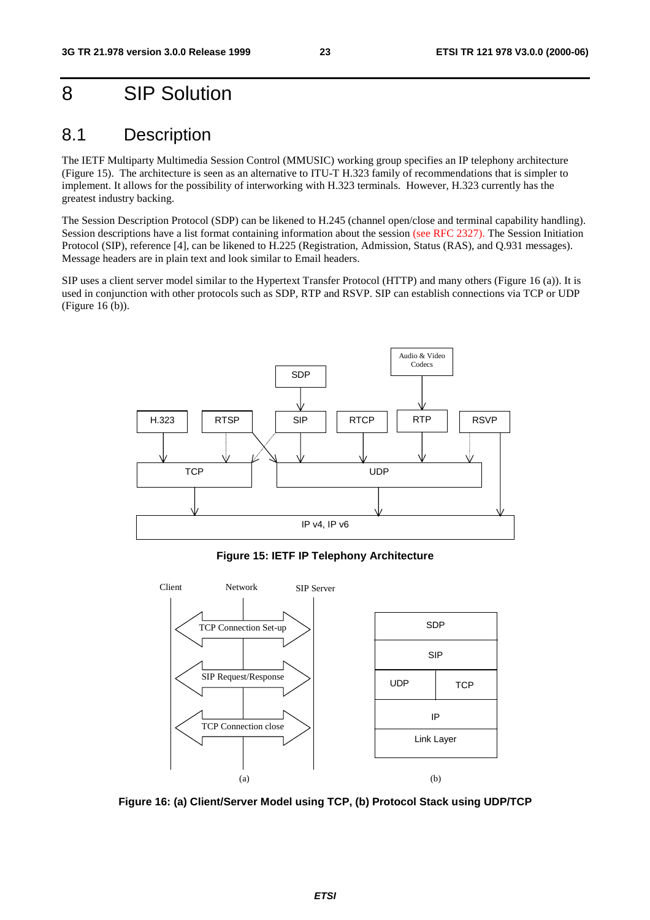# 8 SIP Solution

## 8.1 Description

The IETF Multiparty Multimedia Session Control (MMUSIC) working group specifies an IP telephony architecture (Figure 15). The architecture is seen as an alternative to ITU-T H.323 family of recommendations that is simpler to implement. It allows for the possibility of interworking with H.323 terminals. However, H.323 currently has the greatest industry backing.

The Session Description Protocol (SDP) can be likened to H.245 (channel open/close and terminal capability handling). Session descriptions have a list format containing information about the session (see RFC 2327). The Session Initiation Protocol (SIP), reference [4], can be likened to H.225 (Registration, Admission, Status (RAS), and Q.931 messages). Message headers are in plain text and look similar to Email headers.

SIP uses a client server model similar to the Hypertext Transfer Protocol (HTTP) and many others (Figure 16 (a)). It is used in conjunction with other protocols such as SDP, RTP and RSVP. SIP can establish connections via TCP or UDP (Figure 16 (b)).

**Figure 15: IETF IP Telephony Architecture**

**Figure 16: (a) Client/Server Model using TCP, (b) Protocol Stack using UDP/TCP**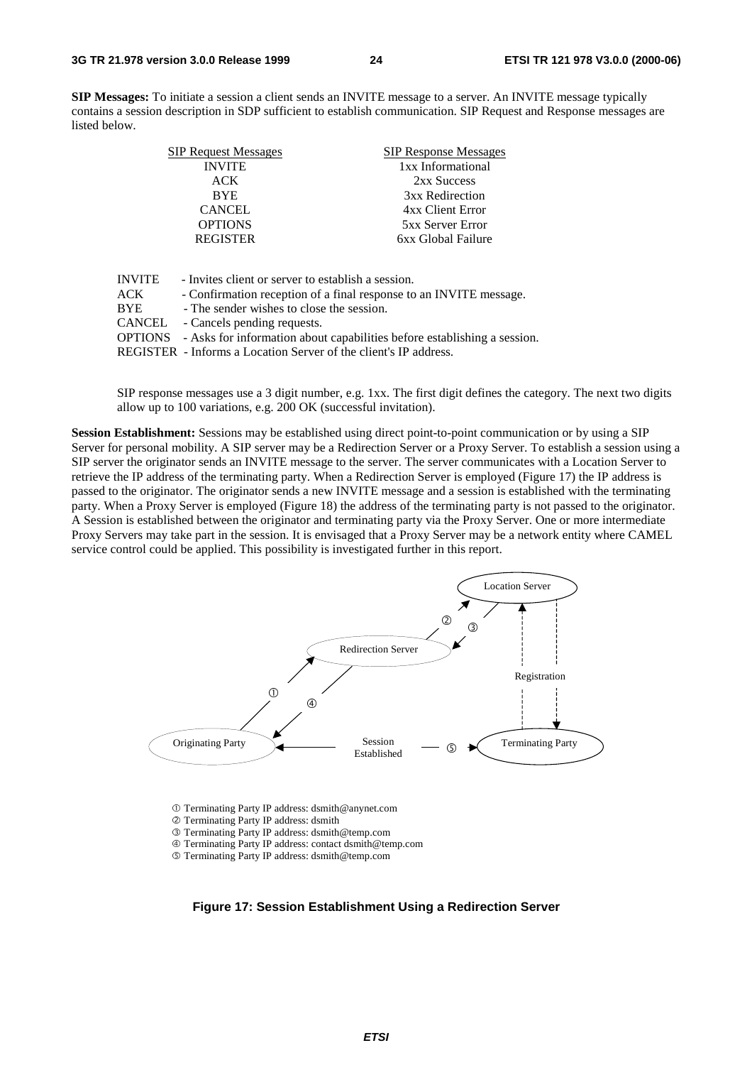**SIP Messages:** To initiate a session a client sends an INVITE message to a server. An INVITE message typically contains a session description in SDP sufficient to establish communication. SIP Request and Response messages are listed below.

| SIP Request Messages | SIP Response Messages |
|---|---|
| INVITE | 1xx Informational |
| ACK | 2xx Success |
| BYE | 3xx Redirection |
| CANCEL | 4xx Client Error |
| OPTIONS | 5xx Server Error |
| REGISTER | 6xx Global Failure |

INVITE - Invites client or server to establish a session.
ACK - Confirmation reception of a final response to an INVITE message.
BYE - The sender wishes to close the session.
CANCEL - Cancels pending requests.
OPTIONS - Asks for information about capabilities before establishing a session.
REGISTER - Informs a Location Server of the client's IP address.

SIP response messages use a 3 digit number, e.g. 1xx. The first digit defines the category. The next two digits allow up to 100 variations, e.g. 200 OK (successful invitation).

**Session Establishment:** Sessions may be established using direct point-to-point communication or by using a SIP Server for personal mobility. A SIP server may be a Redirection Server or a Proxy Server. To establish a session using a SIP server the originator sends an INVITE message to the server. The server communicates with a Location Server to retrieve the IP address of the terminating party. When a Redirection Server is employed (Figure 17) the IP address is passed to the originator. The originator sends a new INVITE message and a session is established with the terminating party. When a Proxy Server is employed (Figure 18) the address of the terminating party is not passed to the originator. A Session is established between the originator and terminating party via the Proxy Server. One or more intermediate Proxy Servers may take part in the session. It is envisaged that a Proxy Server may be a network entity where CAMEL service control could be applied. This possibility is investigated further in this report.

Location Server

Redirection Server

Registration

Originating Party

Session Established

Terminating Party

① Terminating Party IP address: dsmith@anynet.com
② Terminating Party IP address: dsmith
③ Terminating Party IP address: dsmith@temp.com
④ Terminating Party IP address: contact dsmith@temp.com
⑤ Terminating Party IP address: dsmith@temp.com

**Figure 17: Session Establishment Using a Redirection Server**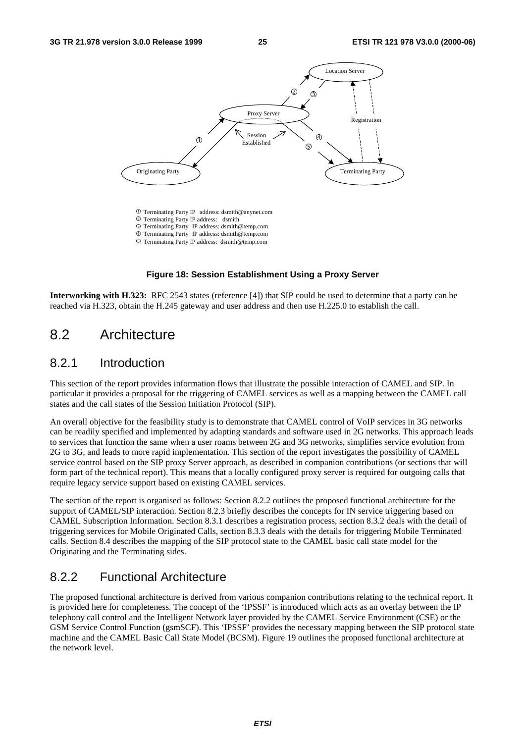① Terminating Party IP address: dsmith@anynet.com
② Terminating Party IP address: dsmith
③ Terminating Party IP address: dsmith@temp.com
④ Terminating Party IP address: dsmith@temp.com
⑤ Terminating Party IP address: dsmith@temp.com

**Figure 18: Session Establishment Using a Proxy Server**

**Interworking with H.323:** RFC 2543 states (reference [4]) that SIP could be used to determine that a party can be reached via H.323, obtain the H.245 gateway and user address and then use H.225.0 to establish the call.

## 8.2 Architecture

### 8.2.1 Introduction

This section of the report provides information flows that illustrate the possible interaction of CAMEL and SIP. In particular it provides a proposal for the triggering of CAMEL services as well as a mapping between the CAMEL call states and the call states of the Session Initiation Protocol (SIP).

An overall objective for the feasibility study is to demonstrate that CAMEL control of VoIP services in 3G networks can be readily specified and implemented by adapting standards and software used in 2G networks. This approach leads to services that function the same when a user roams between 2G and 3G networks, simplifies service evolution from 2G to 3G, and leads to more rapid implementation. This section of the report investigates the possibility of CAMEL service control based on the SIP proxy Server approach, as described in companion contributions (or sections that will form part of the technical report). This means that a locally configured proxy server is required for outgoing calls that require legacy service support based on existing CAMEL services.

The section of the report is organised as follows: Section 8.2.2 outlines the proposed functional architecture for the support of CAMEL/SIP interaction. Section 8.2.3 briefly describes the concepts for IN service triggering based on CAMEL Subscription Information. Section 8.3.1 describes a registration process, section 8.3.2 deals with the detail of triggering services for Mobile Originated Calls, section 8.3.3 deals with the details for triggering Mobile Terminated calls. Section 8.4 describes the mapping of the SIP protocol state to the CAMEL basic call state model for the Originating and the Terminating sides.

### 8.2.2 Functional Architecture

The proposed functional architecture is derived from various companion contributions relating to the technical report. It is provided here for completeness. The concept of the 'IPSSF' is introduced which acts as an overlay between the IP telephony call control and the Intelligent Network layer provided by the CAMEL Service Environment (CSE) or the GSM Service Control Function (gsmSCF). This 'IPSSF' provides the necessary mapping between the SIP protocol state machine and the CAMEL Basic Call State Model (BCSM). Figure 19 outlines the proposed functional architecture at the network level.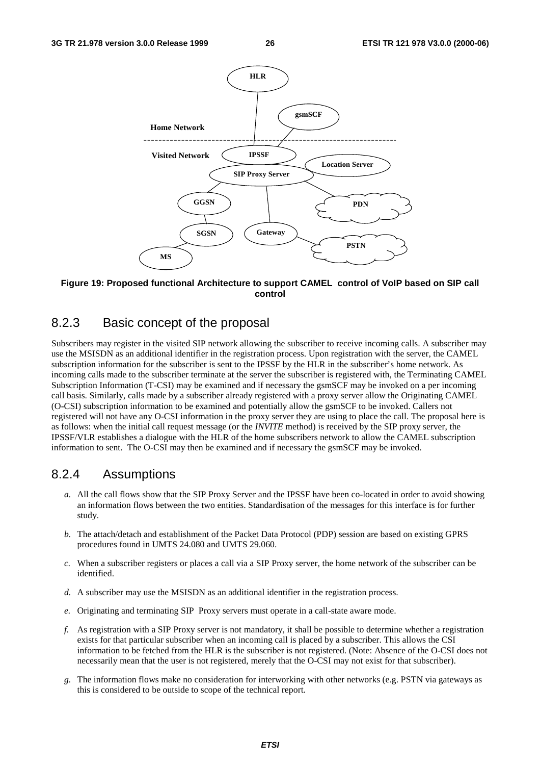**Figure 19: Proposed functional Architecture to support CAMEL control of VoIP based on SIP call control**

### 8.2.3 Basic concept of the proposal

Subscribers may register in the visited SIP network allowing the subscriber to receive incoming calls. A subscriber may use the MSISDN as an additional identifier in the registration process. Upon registration with the server, the CAMEL subscription information for the subscriber is sent to the IPSSF by the HLR in the subscriber's home network. As incoming calls made to the subscriber terminate at the server the subscriber is registered with, the Terminating CAMEL Subscription Information (T-CSI) may be examined and if necessary the gsmSCF may be invoked on a per incoming call basis. Similarly, calls made by a subscriber already registered with a proxy server allow the Originating CAMEL (O-CSI) subscription information to be examined and potentially allow the gsmSCF to be invoked. Callers not registered will not have any O-CSI information in the proxy server they are using to place the call. The proposal here is as follows: when the initial call request message (or the *INVITE* method) is received by the SIP proxy server, the IPSSF/VLR establishes a dialogue with the HLR of the home subscribers network to allow the CAMEL subscription information to sent. The O-CSI may then be examined and if necessary the gsmSCF may be invoked.

### 8.2.4 Assumptions

*a.* All the call flows show that the SIP Proxy Server and the IPSSF have been co-located in order to avoid showing an information flows between the two entities. Standardisation of the messages for this interface is for further study.

*b.* The attach/detach and establishment of the Packet Data Protocol (PDP) session are based on existing GPRS procedures found in UMTS 24.080 and UMTS 29.060.

*c.* When a subscriber registers or places a call via a SIP Proxy server, the home network of the subscriber can be identified.

*d.* A subscriber may use the MSISDN as an additional identifier in the registration process.

*e.* Originating and terminating SIP Proxy servers must operate in a call-state aware mode.

*f.* As registration with a SIP Proxy server is not mandatory, it shall be possible to determine whether a registration exists for that particular subscriber when an incoming call is placed by a subscriber. This allows the CSI information to be fetched from the HLR is the subscriber is not registered. (Note: Absence of the O-CSI does not necessarily mean that the user is not registered, merely that the O-CSI may not exist for that subscriber).

*g.* The information flows make no consideration for interworking with other networks (e.g. PSTN via gateways as this is considered to be outside to scope of the technical report.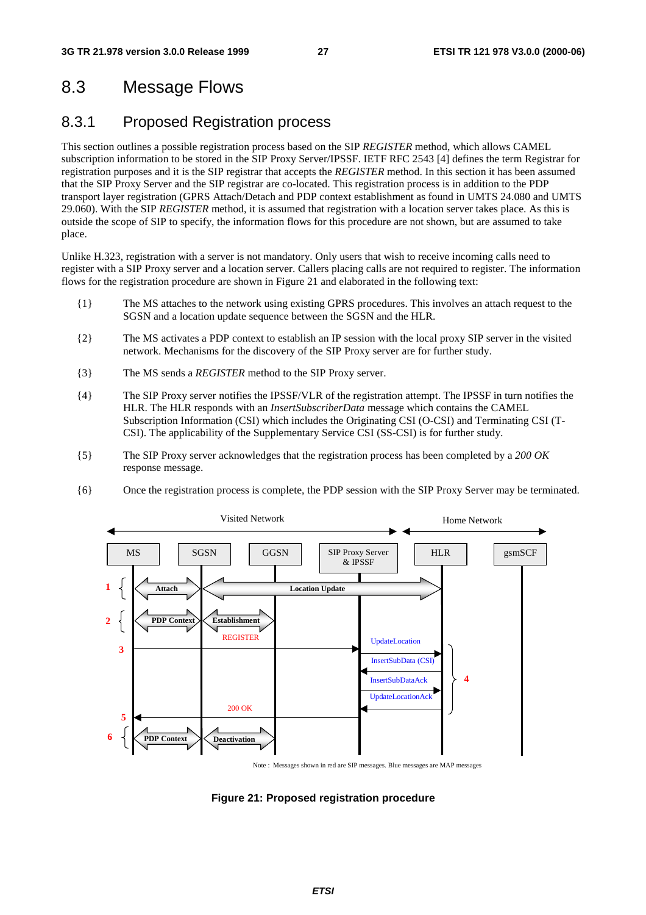## 8.3 Message Flows

### 8.3.1 Proposed Registration process

This section outlines a possible registration process based on the SIP *REGISTER* method, which allows CAMEL subscription information to be stored in the SIP Proxy Server/IPSSF. IETF RFC 2543 [4] defines the term Registrar for registration purposes and it is the SIP registrar that accepts the *REGISTER* method. In this section it has been assumed that the SIP Proxy Server and the SIP registrar are co-located. This registration process is in addition to the PDP transport layer registration (GPRS Attach/Detach and PDP context establishment as found in UMTS 24.080 and UMTS 29.060). With the SIP *REGISTER* method, it is assumed that registration with a location server takes place. As this is outside the scope of SIP to specify, the information flows for this procedure are not shown, but are assumed to take place.

Unlike H.323, registration with a server is not mandatory. Only users that wish to receive incoming calls need to register with a SIP Proxy server and a location server. Callers placing calls are not required to register. The information flows for the registration procedure are shown in Figure 21 and elaborated in the following text:

{1} The MS attaches to the network using existing GPRS procedures. This involves an attach request to the SGSN and a location update sequence between the SGSN and the HLR.

{2} The MS activates a PDP context to establish an IP session with the local proxy SIP server in the visited network. Mechanisms for the discovery of the SIP Proxy server are for further study.

{3} The MS sends a *REGISTER* method to the SIP Proxy server.

{4} The SIP Proxy server notifies the IPSSF/VLR of the registration attempt. The IPSSF in turn notifies the HLR. The HLR responds with an *InsertSubscriberData* message which contains the CAMEL Subscription Information (CSI) which includes the Originating CSI (O-CSI) and Terminating CSI (T-CSI). The applicability of the Supplementary Service CSI (SS-CSI) is for further study.

{5} The SIP Proxy server acknowledges that the registration process has been completed by a *200 OK* response message.

{6} Once the registration process is complete, the PDP session with the SIP Proxy Server may be terminated.

Visited Network — Home Network

MS | SGSN | GGSN | SIP Proxy Server & IPSSF | HLR | gsmSCF

1 Attach; Location Update
2 PDP Context Establishment
3 REGISTER
4 UpdateLocation; InsertSubData (CSI); InsertSubDataAck; UpdateLocationAck
5 200 OK
6 PDP Context Deactivation

Note : Messages shown in red are SIP messages. Blue messages are MAP messages

**Figure 21: Proposed registration procedure**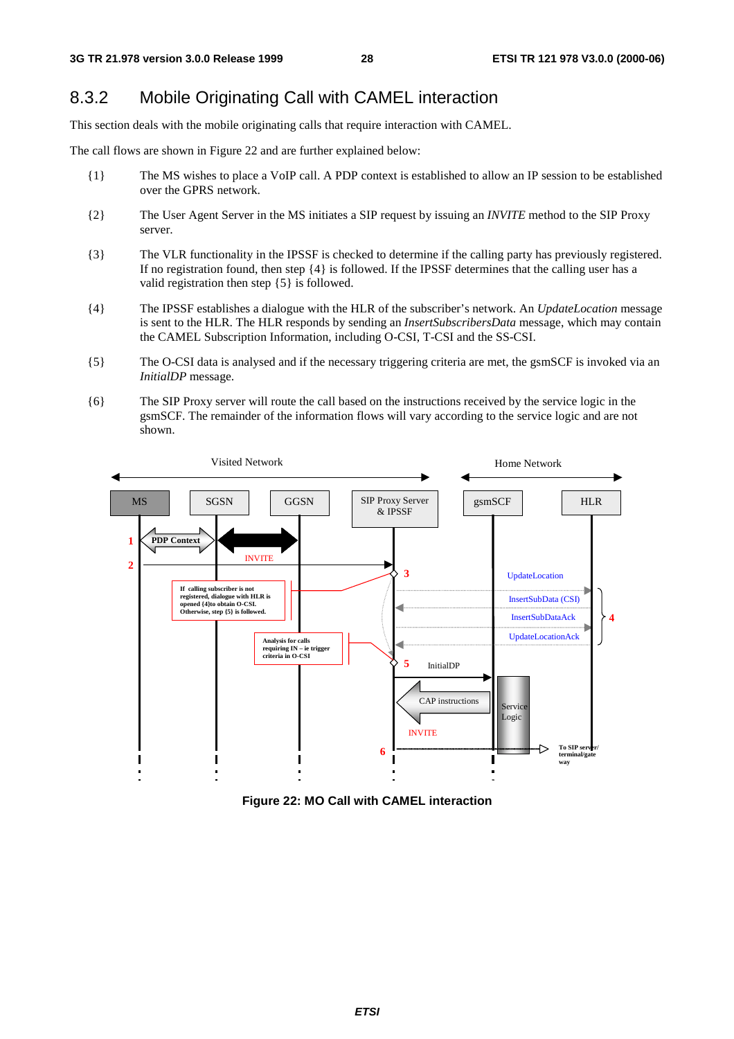## 8.3.2 Mobile Originating Call with CAMEL interaction

This section deals with the mobile originating calls that require interaction with CAMEL.

The call flows are shown in Figure 22 and are further explained below:

{1} The MS wishes to place a VoIP call. A PDP context is established to allow an IP session to be established over the GPRS network.

{2} The User Agent Server in the MS initiates a SIP request by issuing an *INVITE* method to the SIP Proxy server.

{3} The VLR functionality in the IPSSF is checked to determine if the calling party has previously registered. If no registration found, then step {4} is followed. If the IPSSF determines that the calling user has a valid registration then step {5} is followed.

{4} The IPSSF establishes a dialogue with the HLR of the subscriber's network. An *UpdateLocation* message is sent to the HLR. The HLR responds by sending an *InsertSubscribersData* message, which may contain the CAMEL Subscription Information, including O-CSI, T-CSI and the SS-CSI.

{5} The O-CSI data is analysed and if the necessary triggering criteria are met, the gsmSCF is invoked via an *InitialDP* message.

{6} The SIP Proxy server will route the call based on the instructions received by the service logic in the gsmSCF. The remainder of the information flows will vary according to the service logic and are not shown.

**Figure 22: MO Call with CAMEL interaction**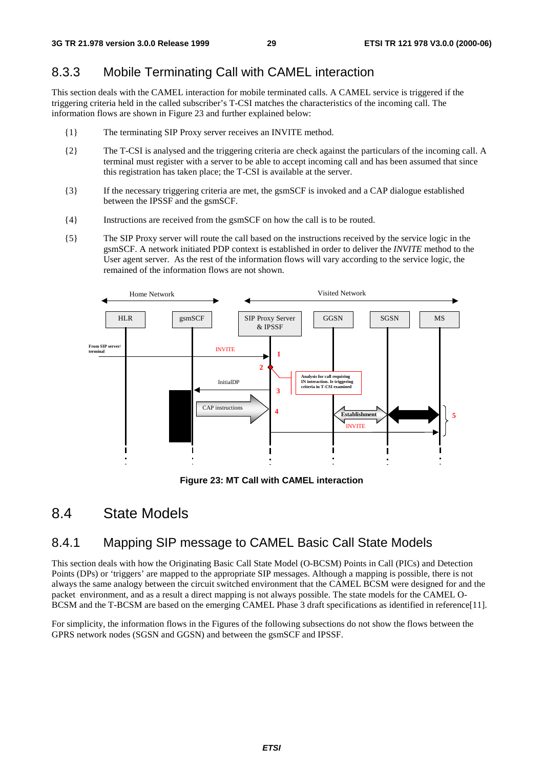## 8.3.3 Mobile Terminating Call with CAMEL interaction

This section deals with the CAMEL interaction for mobile terminated calls. A CAMEL service is triggered if the triggering criteria held in the called subscriber's T-CSI matches the characteristics of the incoming call. The information flows are shown in Figure 23 and further explained below:

{1} The terminating SIP Proxy server receives an INVITE method.

{2} The T-CSI is analysed and the triggering criteria are check against the particulars of the incoming call. A terminal must register with a server to be able to accept incoming call and has been assumed that since this registration has taken place; the T-CSI is available at the server.

{3} If the necessary triggering criteria are met, the gsmSCF is invoked and a CAP dialogue established between the IPSSF and the gsmSCF.

{4} Instructions are received from the gsmSCF on how the call is to be routed.

{5} The SIP Proxy server will route the call based on the instructions received by the service logic in the gsmSCF. A network initiated PDP context is established in order to deliver the *INVITE* method to the User agent server. As the rest of the information flows will vary according to the service logic, the remained of the information flows are not shown.

**Figure 23: MT Call with CAMEL interaction**

# 8.4 State Models

## 8.4.1 Mapping SIP message to CAMEL Basic Call State Models

This section deals with how the Originating Basic Call State Model (O-BCSM) Points in Call (PICs) and Detection Points (DPs) or 'triggers' are mapped to the appropriate SIP messages. Although a mapping is possible, there is not always the same analogy between the circuit switched environment that the CAMEL BCSM were designed for and the packet environment, and as a result a direct mapping is not always possible. The state models for the CAMEL O-BCSM and the T-BCSM are based on the emerging CAMEL Phase 3 draft specifications as identified in reference[11].

For simplicity, the information flows in the Figures of the following subsections do not show the flows between the GPRS network nodes (SGSN and GGSN) and between the gsmSCF and IPSSF.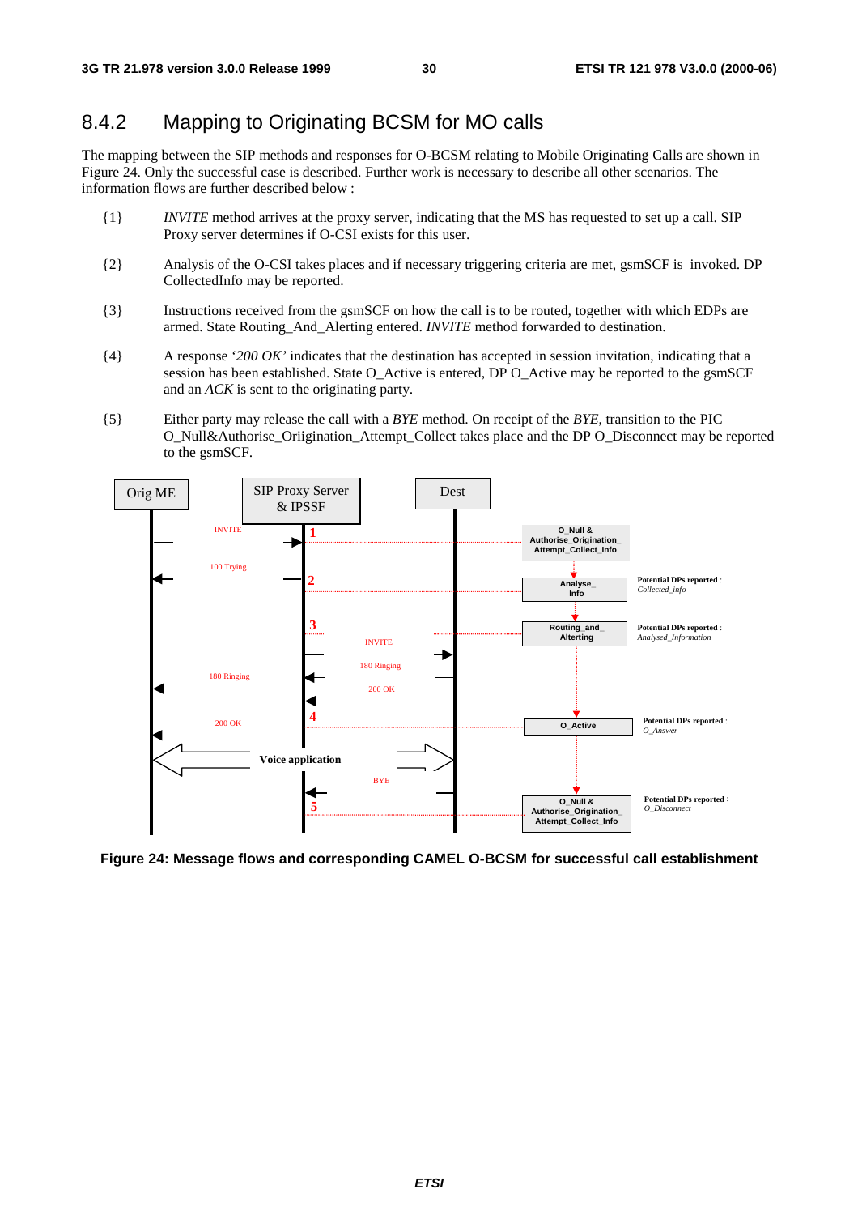## 8.4.2 Mapping to Originating BCSM for MO calls

The mapping between the SIP methods and responses for O-BCSM relating to Mobile Originating Calls are shown in Figure 24. Only the successful case is described. Further work is necessary to describe all other scenarios. The information flows are further described below :

{1} *INVITE* method arrives at the proxy server, indicating that the MS has requested to set up a call. SIP Proxy server determines if O-CSI exists for this user.

{2} Analysis of the O-CSI takes places and if necessary triggering criteria are met, gsmSCF is invoked. DP CollectedInfo may be reported.

{3} Instructions received from the gsmSCF on how the call is to be routed, together with which EDPs are armed. State Routing_And_Alerting entered. *INVITE* method forwarded to destination.

{4} A response '*200 OK*' indicates that the destination has accepted in session invitation, indicating that a session has been established. State O_Active is entered, DP O_Active may be reported to the gsmSCF and an *ACK* is sent to the originating party.

{5} Either party may release the call with a *BYE* method. On receipt of the *BYE,* transition to the PIC O_Null&Authorise_Oriigination_Attempt_Collect takes place and the DP O_Disconnect may be reported to the gsmSCF.

Orig ME | SIP Proxy Server & IPSSF | Dest

INVITE | 1 | O_Null & Authorise_Origination_Attempt_Collect_Info

100 Trying | 2 | Analyse_Info | Potential DPs reported : *Collected_info*

3 | Routing_and_Alterting | Potential DPs reported : *Analysed_Information*

INVITE

180 Ringing | 180 Ringing

200 OK | 200 OK

4 | O_Active | Potential DPs reported : *O_Answer*

Voice application

BYE

5 | O_Null & Authorise_Origination_Attempt_Collect_Info | Potential DPs reported : *O_Disconnect*

**Figure 24: Message flows and corresponding CAMEL O-BCSM for successful call establishment**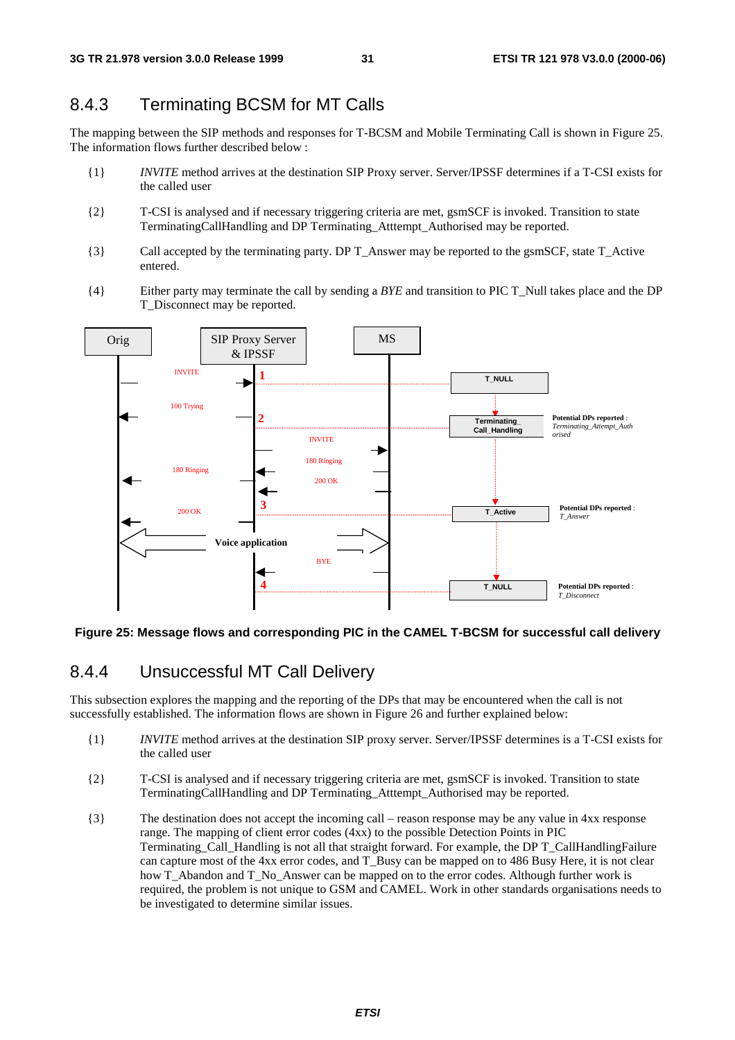## 8.4.3 Terminating BCSM for MT Calls

The mapping between the SIP methods and responses for T-BCSM and Mobile Terminating Call is shown in Figure 25. The information flows further described below :

{1} *INVITE* method arrives at the destination SIP Proxy server. Server/IPSSF determines if a T-CSI exists for the called user

{2} T-CSI is analysed and if necessary triggering criteria are met, gsmSCF is invoked. Transition to state TerminatingCallHandling and DP Terminating_Atttempt_Authorised may be reported.

{3} Call accepted by the terminating party. DP T_Answer may be reported to the gsmSCF, state T_Active entered.

{4} Either party may terminate the call by sending a *BYE* and transition to PIC T_Null takes place and the DP T_Disconnect may be reported.

Figure 25: Message flows and corresponding PIC in the CAMEL T-BCSM for successful call delivery

## 8.4.4 Unsuccessful MT Call Delivery

This subsection explores the mapping and the reporting of the DPs that may be encountered when the call is not successfully established. The information flows are shown in Figure 26 and further explained below:

{1} *INVITE* method arrives at the destination SIP proxy server. Server/IPSSF determines is a T-CSI exists for the called user

{2} T-CSI is analysed and if necessary triggering criteria are met, gsmSCF is invoked. Transition to state TerminatingCallHandling and DP Terminating_Atttempt_Authorised may be reported.

{3} The destination does not accept the incoming call – reason response may be any value in 4xx response range. The mapping of client error codes (4xx) to the possible Detection Points in PIC Terminating_Call_Handling is not all that straight forward. For example, the DP T_CallHandlingFailure can capture most of the 4xx error codes, and T_Busy can be mapped on to 486 Busy Here, it is not clear how T_Abandon and T_No_Answer can be mapped on to the error codes. Although further work is required, the problem is not unique to GSM and CAMEL. Work in other standards organisations needs to be investigated to determine similar issues.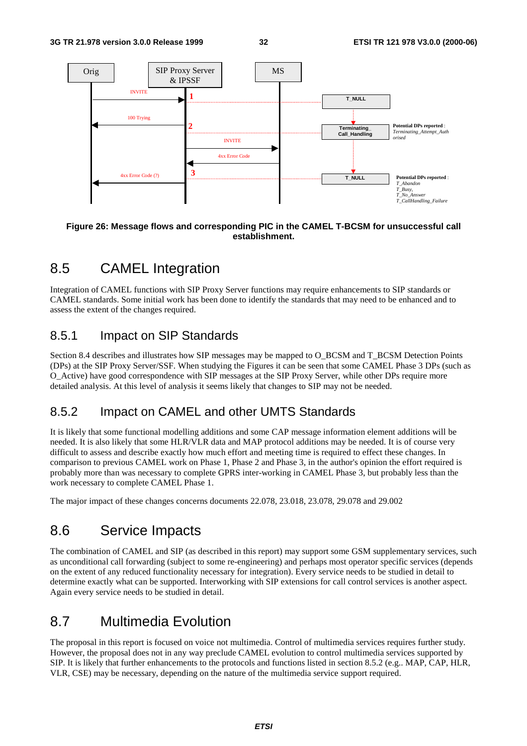Figure 26: Message flows and corresponding PIC in the CAMEL T-BCSM for unsuccessful call establishment.

## 8.5 CAMEL Integration

Integration of CAMEL functions with SIP Proxy Server functions may require enhancements to SIP standards or CAMEL standards. Some initial work has been done to identify the standards that may need to be enhanced and to assess the extent of the changes required.

### 8.5.1 Impact on SIP Standards

Section 8.4 describes and illustrates how SIP messages may be mapped to O_BCSM and T_BCSM Detection Points (DPs) at the SIP Proxy Server/SSF. When studying the Figures it can be seen that some CAMEL Phase 3 DPs (such as O_Active) have good correspondence with SIP messages at the SIP Proxy Server, while other DPs require more detailed analysis. At this level of analysis it seems likely that changes to SIP may not be needed.

### 8.5.2 Impact on CAMEL and other UMTS Standards

It is likely that some functional modelling additions and some CAP message information element additions will be needed. It is also likely that some HLR/VLR data and MAP protocol additions may be needed. It is of course very difficult to assess and describe exactly how much effort and meeting time is required to effect these changes. In comparison to previous CAMEL work on Phase 1, Phase 2 and Phase 3, in the author's opinion the effort required is probably more than was necessary to complete GPRS inter-working in CAMEL Phase 3, but probably less than the work necessary to complete CAMEL Phase 1.

The major impact of these changes concerns documents 22.078, 23.018, 23.078, 29.078 and 29.002

## 8.6 Service Impacts

The combination of CAMEL and SIP (as described in this report) may support some GSM supplementary services, such as unconditional call forwarding (subject to some re-engineering) and perhaps most operator specific services (depends on the extent of any reduced functionality necessary for integration). Every service needs to be studied in detail to determine exactly what can be supported. Interworking with SIP extensions for call control services is another aspect. Again every service needs to be studied in detail.

## 8.7 Multimedia Evolution

The proposal in this report is focused on voice not multimedia. Control of multimedia services requires further study. However, the proposal does not in any way preclude CAMEL evolution to control multimedia services supported by SIP. It is likely that further enhancements to the protocols and functions listed in section 8.5.2 (e.g.. MAP, CAP, HLR, VLR, CSE) may be necessary, depending on the nature of the multimedia service support required.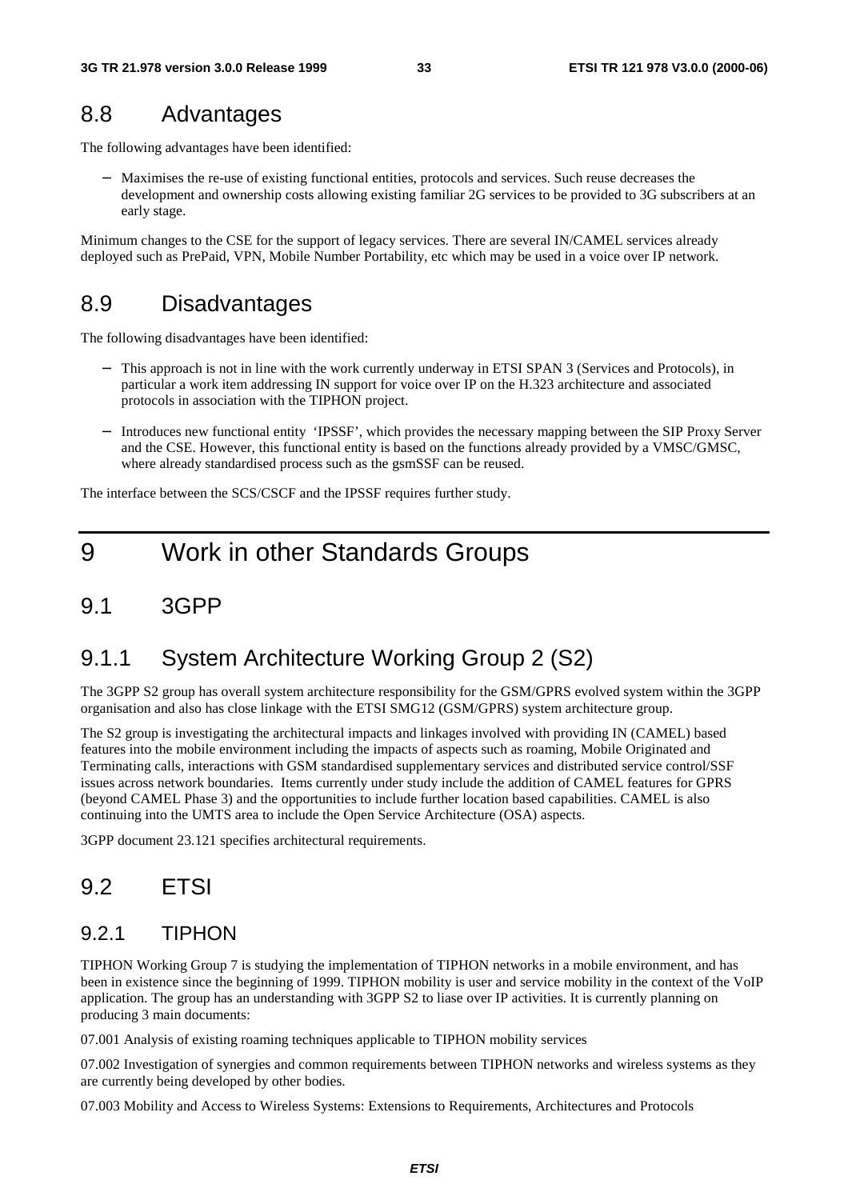## 8.8 Advantages

The following advantages have been identified:

- Maximises the re-use of existing functional entities, protocols and services. Such reuse decreases the development and ownership costs allowing existing familiar 2G services to be provided to 3G subscribers at an early stage.

Minimum changes to the CSE for the support of legacy services. There are several IN/CAMEL services already deployed such as PrePaid, VPN, Mobile Number Portability, etc which may be used in a voice over IP network.

## 8.9 Disadvantages

The following disadvantages have been identified:

- This approach is not in line with the work currently underway in ETSI SPAN 3 (Services and Protocols), in particular a work item addressing IN support for voice over IP on the H.323 architecture and associated protocols in association with the TIPHON project.
- Introduces new functional entity 'IPSSF', which provides the necessary mapping between the SIP Proxy Server and the CSE. However, this functional entity is based on the functions already provided by a VMSC/GMSC, where already standardised process such as the gsmSSF can be reused.

The interface between the SCS/CSCF and the IPSSF requires further study.

# 9 Work in other Standards Groups

## 9.1 3GPP

### 9.1.1 System Architecture Working Group 2 (S2)

The 3GPP S2 group has overall system architecture responsibility for the GSM/GPRS evolved system within the 3GPP organisation and also has close linkage with the ETSI SMG12 (GSM/GPRS) system architecture group.

The S2 group is investigating the architectural impacts and linkages involved with providing IN (CAMEL) based features into the mobile environment including the impacts of aspects such as roaming, Mobile Originated and Terminating calls, interactions with GSM standardised supplementary services and distributed service control/SSF issues across network boundaries. Items currently under study include the addition of CAMEL features for GPRS (beyond CAMEL Phase 3) and the opportunities to include further location based capabilities. CAMEL is also continuing into the UMTS area to include the Open Service Architecture (OSA) aspects.

3GPP document 23.121 specifies architectural requirements.

## 9.2 ETSI

### 9.2.1 TIPHON

TIPHON Working Group 7 is studying the implementation of TIPHON networks in a mobile environment, and has been in existence since the beginning of 1999. TIPHON mobility is user and service mobility in the context of the VoIP application. The group has an understanding with 3GPP S2 to liase over IP activities. It is currently planning on producing 3 main documents:

07.001 Analysis of existing roaming techniques applicable to TIPHON mobility services

07.002 Investigation of synergies and common requirements between TIPHON networks and wireless systems as they are currently being developed by other bodies.

07.003 Mobility and Access to Wireless Systems: Extensions to Requirements, Architectures and Protocols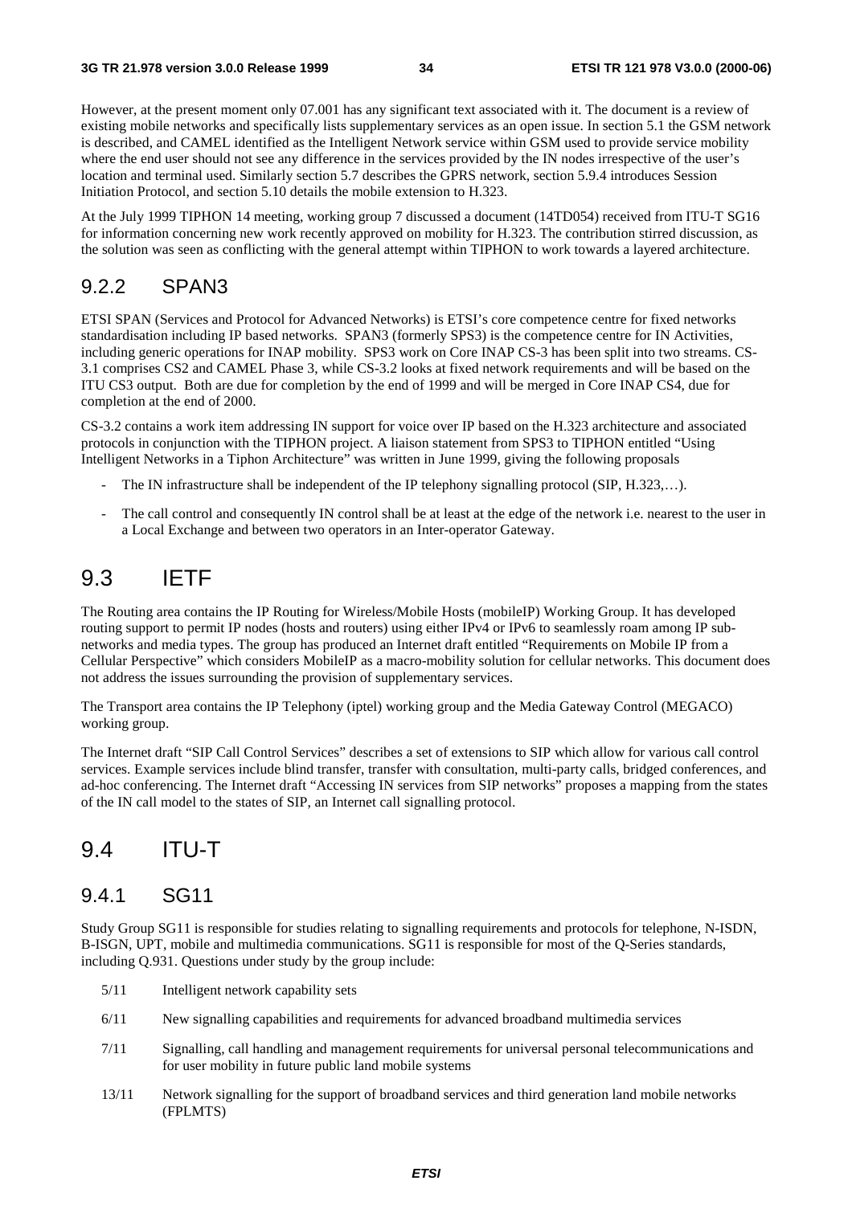However, at the present moment only 07.001 has any significant text associated with it. The document is a review of existing mobile networks and specifically lists supplementary services as an open issue. In section 5.1 the GSM network is described, and CAMEL identified as the Intelligent Network service within GSM used to provide service mobility where the end user should not see any difference in the services provided by the IN nodes irrespective of the user's location and terminal used. Similarly section 5.7 describes the GPRS network, section 5.9.4 introduces Session Initiation Protocol, and section 5.10 details the mobile extension to H.323.

At the July 1999 TIPHON 14 meeting, working group 7 discussed a document (14TD054) received from ITU-T SG16 for information concerning new work recently approved on mobility for H.323. The contribution stirred discussion, as the solution was seen as conflicting with the general attempt within TIPHON to work towards a layered architecture.

### 9.2.2 SPAN3

ETSI SPAN (Services and Protocol for Advanced Networks) is ETSI's core competence centre for fixed networks standardisation including IP based networks. SPAN3 (formerly SPS3) is the competence centre for IN Activities, including generic operations for INAP mobility. SPS3 work on Core INAP CS-3 has been split into two streams. CS-3.1 comprises CS2 and CAMEL Phase 3, while CS-3.2 looks at fixed network requirements and will be based on the ITU CS3 output. Both are due for completion by the end of 1999 and will be merged in Core INAP CS4, due for completion at the end of 2000.

CS-3.2 contains a work item addressing IN support for voice over IP based on the H.323 architecture and associated protocols in conjunction with the TIPHON project. A liaison statement from SPS3 to TIPHON entitled "Using Intelligent Networks in a Tiphon Architecture" was written in June 1999, giving the following proposals

- The IN infrastructure shall be independent of the IP telephony signalling protocol (SIP, H.323,…).
- The call control and consequently IN control shall be at least at the edge of the network i.e. nearest to the user in a Local Exchange and between two operators in an Inter-operator Gateway.

## 9.3 IETF

The Routing area contains the IP Routing for Wireless/Mobile Hosts (mobileIP) Working Group. It has developed routing support to permit IP nodes (hosts and routers) using either IPv4 or IPv6 to seamlessly roam among IP sub-networks and media types. The group has produced an Internet draft entitled "Requirements on Mobile IP from a Cellular Perspective" which considers MobileIP as a macro-mobility solution for cellular networks. This document does not address the issues surrounding the provision of supplementary services.

The Transport area contains the IP Telephony (iptel) working group and the Media Gateway Control (MEGACO) working group.

The Internet draft "SIP Call Control Services" describes a set of extensions to SIP which allow for various call control services. Example services include blind transfer, transfer with consultation, multi-party calls, bridged conferences, and ad-hoc conferencing. The Internet draft "Accessing IN services from SIP networks" proposes a mapping from the states of the IN call model to the states of SIP, an Internet call signalling protocol.

## 9.4 ITU-T

### 9.4.1 SG11

Study Group SG11 is responsible for studies relating to signalling requirements and protocols for telephone, N-ISDN, B-ISGN, UPT, mobile and multimedia communications. SG11 is responsible for most of the Q-Series standards, including Q.931. Questions under study by the group include:

- 5/11 Intelligent network capability sets
- 6/11 New signalling capabilities and requirements for advanced broadband multimedia services
- 7/11 Signalling, call handling and management requirements for universal personal telecommunications and for user mobility in future public land mobile systems
- 13/11 Network signalling for the support of broadband services and third generation land mobile networks (FPLMTS)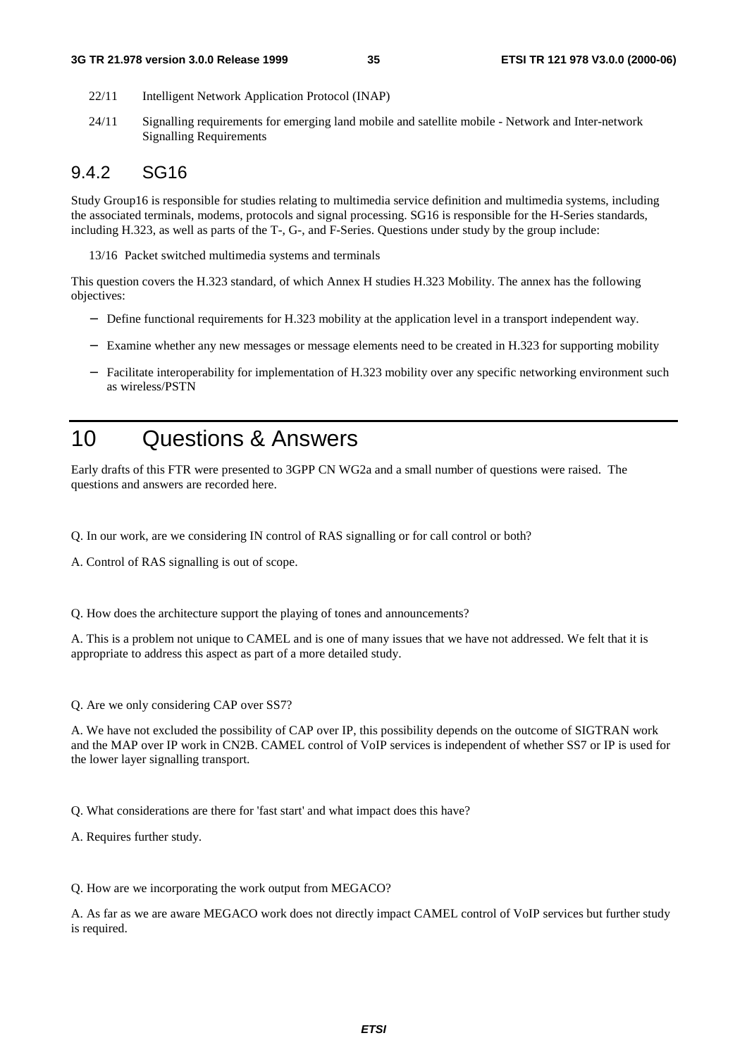22/11 Intelligent Network Application Protocol (INAP)

24/11 Signalling requirements for emerging land mobile and satellite mobile - Network and Inter-network Signalling Requirements

### 9.4.2 SG16

Study Group16 is responsible for studies relating to multimedia service definition and multimedia systems, including the associated terminals, modems, protocols and signal processing. SG16 is responsible for the H-Series standards, including H.323, as well as parts of the T-, G-, and F-Series. Questions under study by the group include:

13/16 Packet switched multimedia systems and terminals

This question covers the H.323 standard, of which Annex H studies H.323 Mobility. The annex has the following objectives:

- Define functional requirements for H.323 mobility at the application level in a transport independent way.
- Examine whether any new messages or message elements need to be created in H.323 for supporting mobility
- Facilitate interoperability for implementation of H.323 mobility over any specific networking environment such as wireless/PSTN

# 10 Questions & Answers

Early drafts of this FTR were presented to 3GPP CN WG2a and a small number of questions were raised. The questions and answers are recorded here.

Q. In our work, are we considering IN control of RAS signalling or for call control or both?

A. Control of RAS signalling is out of scope.

Q. How does the architecture support the playing of tones and announcements?

A. This is a problem not unique to CAMEL and is one of many issues that we have not addressed. We felt that it is appropriate to address this aspect as part of a more detailed study.

Q. Are we only considering CAP over SS7?

A. We have not excluded the possibility of CAP over IP, this possibility depends on the outcome of SIGTRAN work and the MAP over IP work in CN2B. CAMEL control of VoIP services is independent of whether SS7 or IP is used for the lower layer signalling transport.

Q. What considerations are there for 'fast start' and what impact does this have?

A. Requires further study.

Q. How are we incorporating the work output from MEGACO?

A. As far as we are aware MEGACO work does not directly impact CAMEL control of VoIP services but further study is required.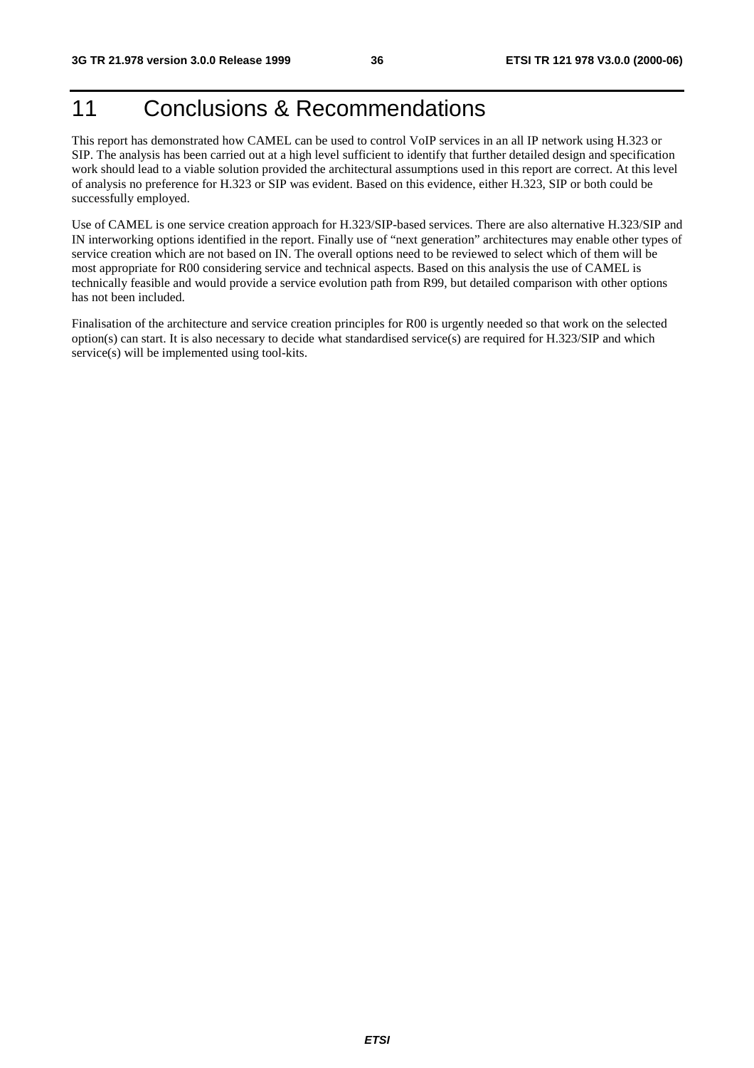# 11 Conclusions & Recommendations

This report has demonstrated how CAMEL can be used to control VoIP services in an all IP network using H.323 or SIP. The analysis has been carried out at a high level sufficient to identify that further detailed design and specification work should lead to a viable solution provided the architectural assumptions used in this report are correct. At this level of analysis no preference for H.323 or SIP was evident. Based on this evidence, either H.323, SIP or both could be successfully employed.

Use of CAMEL is one service creation approach for H.323/SIP-based services. There are also alternative H.323/SIP and IN interworking options identified in the report. Finally use of "next generation" architectures may enable other types of service creation which are not based on IN. The overall options need to be reviewed to select which of them will be most appropriate for R00 considering service and technical aspects. Based on this analysis the use of CAMEL is technically feasible and would provide a service evolution path from R99, but detailed comparison with other options has not been included.

Finalisation of the architecture and service creation principles for R00 is urgently needed so that work on the selected option(s) can start. It is also necessary to decide what standardised service(s) are required for H.323/SIP and which service(s) will be implemented using tool-kits.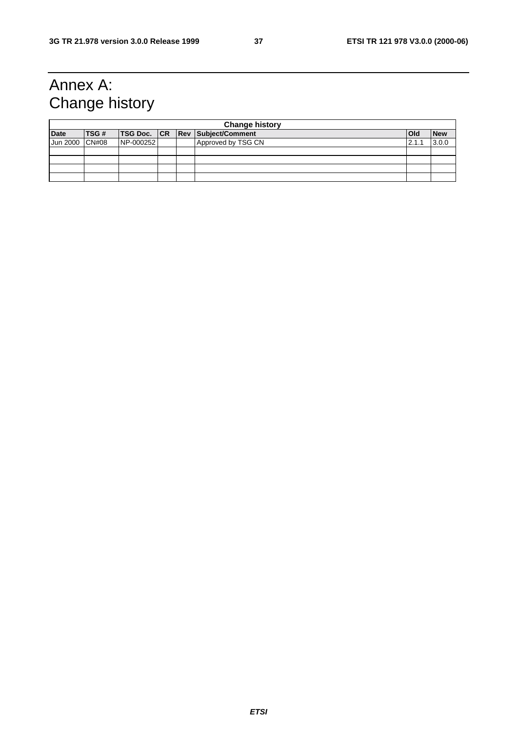# Annex A: Change history

| Change history | | | | | | | |
|---|---|---|---|---|---|---|---|
| **Date** | **TSG #** | **TSG Doc.** | **CR** | **Rev** | **Subject/Comment** | **Old** | **New** |
| Jun 2000 | CN#08 | NP-000252 | | | Approved by TSG CN | 2.1.1 | 3.0.0 |
| | | | | | | | |
| | | | | | | | |
| | | | | | | | |
| | | | | | | | |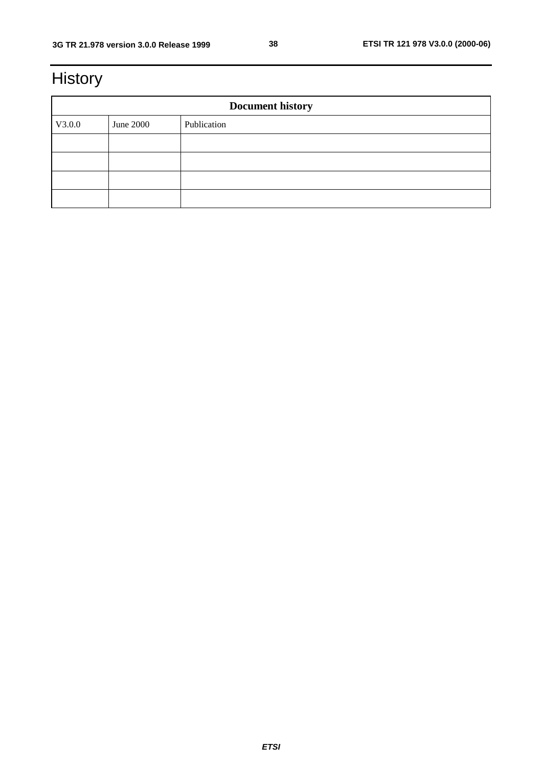# History

| Document history | | |
|---|---|---|
| V3.0.0 | June 2000 | Publication |
| | | |
| | | |
| | | |
| | | |